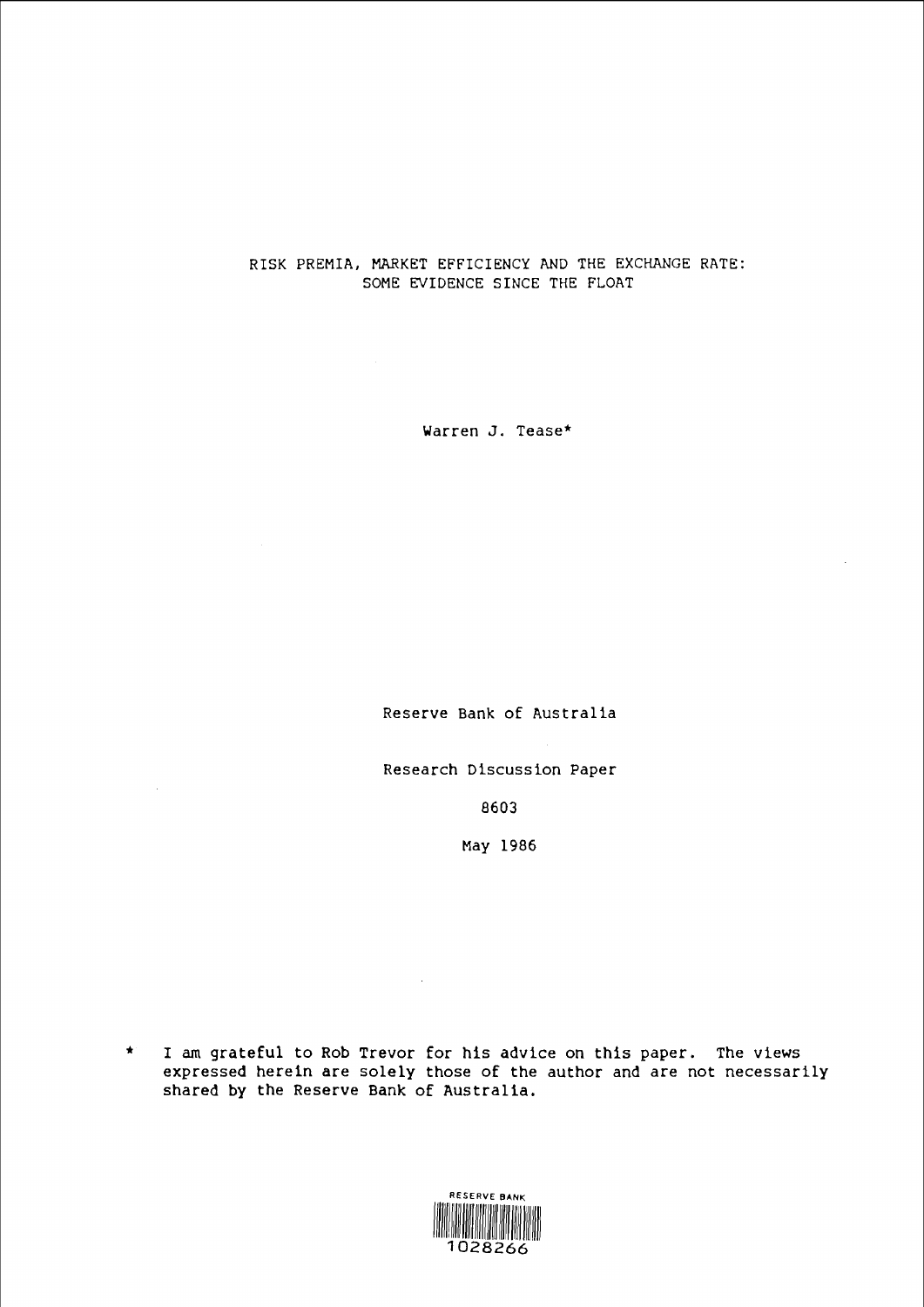# RISK PREMIA, MARKET EFFICIENCY AND THE EXCHANGE RATE: SOME EVIDENCE SINCE THE FLOAT

Warren J. Tease*

Reserve Bank of Australia

Research Discussion Paper

8603

May 1986

\* I am grateful to Rob Trevor for his advice on this paper. The views expressed herein are solely those of the author and are not necessarily shared by the Reserve Bank of Australia.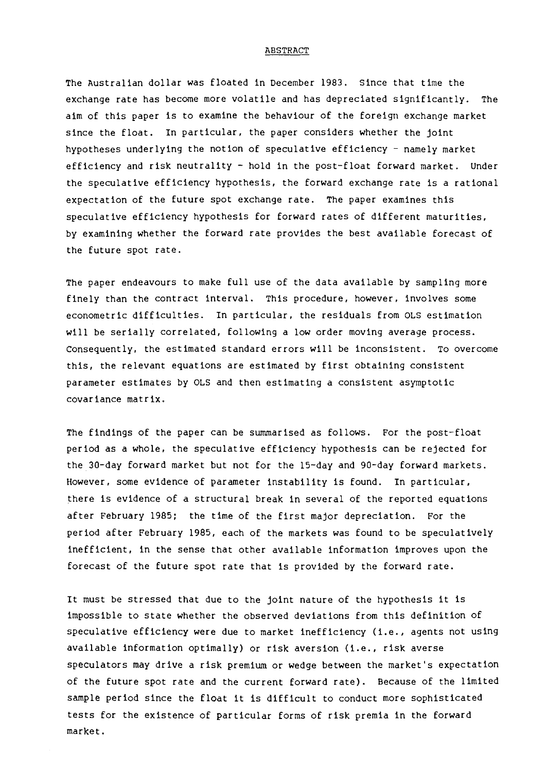## ABSTRACT

The Australian dollar was floated in December 1983. Since that time the exchange rate has become more volatile and has depreciated significantly. The aim of this paper is to examine the behaviour of the foreign exchange market since the float. In particular, the paper considers whether the joint hypotheses underlying the notion of speculative efficiency - namely market efficiency and risk neutrality - hold in the post-float forward market. Under the speculative efficiency hypothesis, the forward exchange rate is a rational expectation of the future spot exchange rate. The paper examines this speculative efficiency hypothesis for forward rates of different maturities, by examining whether the forward rate provides the best available forecast of the future spot rate.

The paper endeavours to make full use of the data available by sampling more finely than the contract interval. This procedure, however, involves some econometric difficulties. In particular, the residuals from OLS estimation will be serially correlated, following a low order moving average process. Consequently, the estimated standard errors will be inconsistent. To overcome this, the relevant equations are estimated by first obtaining consistent parameter estimates by OLS and then estimating a consistent asymptotic covariance matrix.

The findings of the paper can be summarised as follows. For the post-float period as a whole, the speculative efficiency hypothesis can be rejected for the 30-day forward market but not for the 15-day and 90-day forward markets. However, some evidence of parameter instability is found. In particular, there is evidence of a structural break in several of the reported equations after February 1985; the time of the first major depreciation. For the period after February 1985, each of the markets was found to be speculatively inefficient, in the sense that other available information improves upon the forecast of the future spot rate that is provided by the forward rate.

It must be stressed that due to the joint nature of the hypothesis it is impossible to state whether the observed deviations from this definition of speculative efficiency were due to market inefficiency (i.e., agents not using available information optimally) or risk aversion (i.e., risk averse speculators may drive a risk premium or wedge between the market's expectation of the future spot rate and the current forward rate). Because of the limited sample period since the float it is difficult to conduct more sophisticated tests for the existence of particular forms of risk premia in the forward market.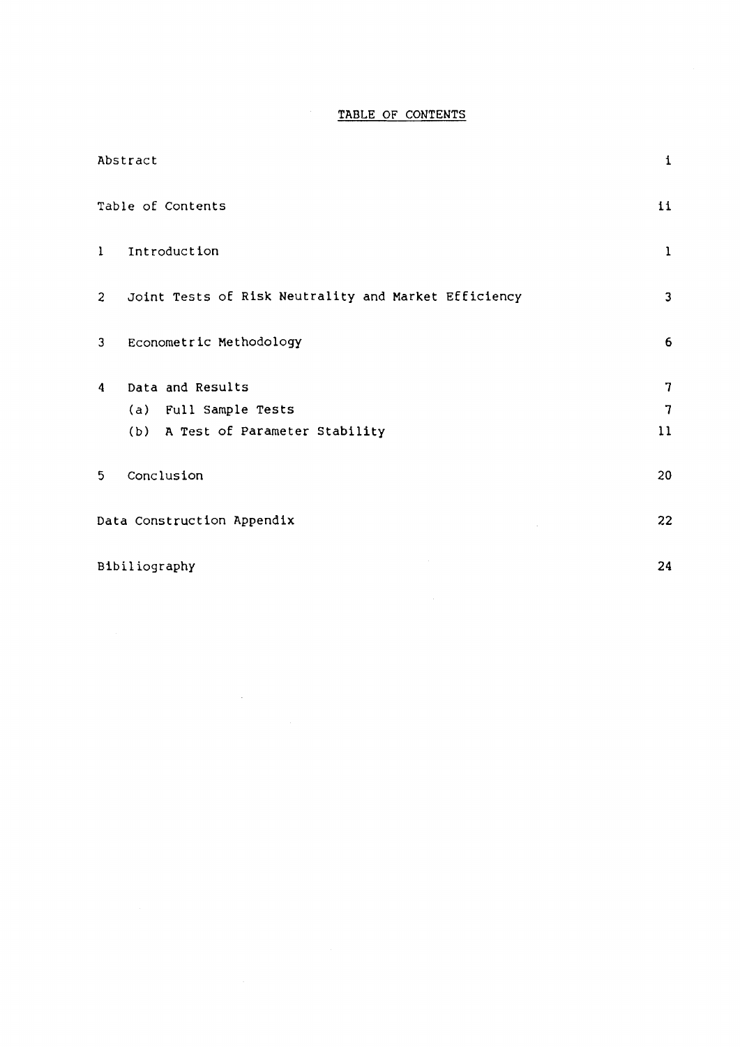# TABLE OF CONTENTS

| | |
|---|---|
| Abstract | i |
| Table of Contents | ii |
| 1 Introduction | 1 |
| 2 Joint Tests of Risk Neutrality and Market Efficiency | 3 |
| 3 Econometric Methodology | 6 |
| 4 Data and Results | 7 |
| (a) Full Sample Tests | 7 |
| (b) A Test of Parameter Stability | 11 |
| 5 Conclusion | 20 |
| Data Construction Appendix | 22 |
| Bibiliography | 24 |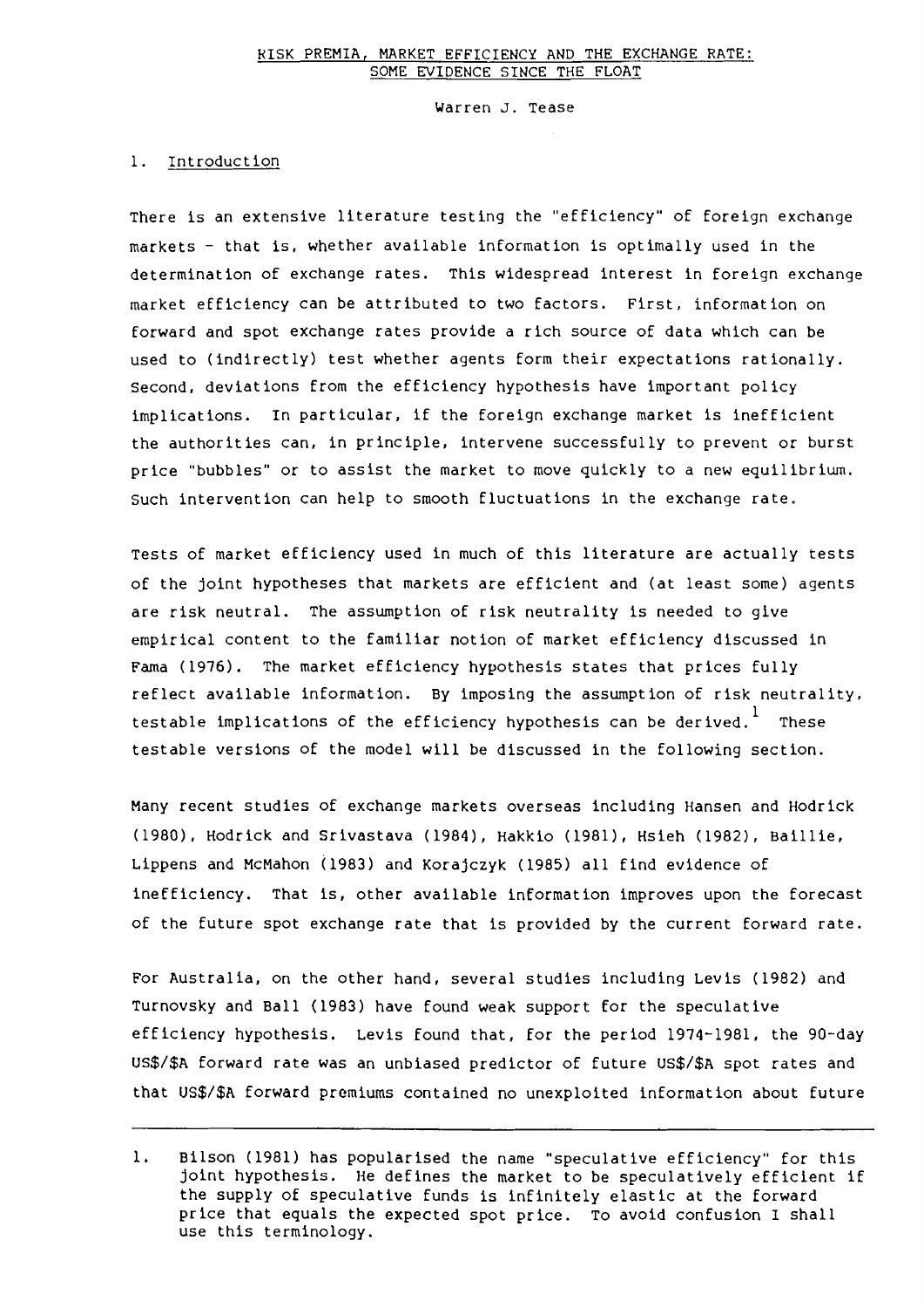# RISK PREMIA, MARKET EFFICIENCY AND THE EXCHANGE RATE: SOME EVIDENCE SINCE THE FLOAT

Warren J. Tease

## 1. Introduction

There is an extensive literature testing the "efficiency" of foreign exchange markets - that is, whether available information is optimally used in the determination of exchange rates. This widespread interest in foreign exchange market efficiency can be attributed to two factors. First, information on forward and spot exchange rates provide a rich source of data which can be used to (indirectly) test whether agents form their expectations rationally. Second, deviations from the efficiency hypothesis have important policy implications. In particular, if the foreign exchange market is inefficient the authorities can, in principle, intervene successfully to prevent or burst price "bubbles" or to assist the market to move quickly to a new equilibrium. Such intervention can help to smooth fluctuations in the exchange rate.

Tests of market efficiency used in much of this literature are actually tests of the joint hypotheses that markets are efficient and (at least some) agents are risk neutral. The assumption of risk neutrality is needed to give empirical content to the familiar notion of market efficiency discussed in Fama (1976). The market efficiency hypothesis states that prices fully reflect available information. By imposing the assumption of risk neutrality, testable implications of the efficiency hypothesis can be derived.[1] These testable versions of the model will be discussed in the following section.

Many recent studies of exchange markets overseas including Hansen and Hodrick (1980), Hodrick and Srivastava (1984), Hakkio (1981), Hsieh (1982), Baillie, Lippens and McMahon (1983) and Korajczyk (1985) all find evidence of inefficiency. That is, other available information improves upon the forecast of the future spot exchange rate that is provided by the current forward rate.

For Australia, on the other hand, several studies including Levis (1982) and Turnovsky and Ball (1983) have found weak support for the speculative efficiency hypothesis. Levis found that, for the period 1974-1981, the 90-day US$/$A forward rate was an unbiased predictor of future US$/$A spot rates and that US$/$A forward premiums contained no unexploited information about future

---

1. Bilson (1981) has popularised the name "speculative efficiency" for this joint hypothesis. He defines the market to be speculatively efficient if the supply of speculative funds is infinitely elastic at the forward price that equals the expected spot price. To avoid confusion I shall use this terminology.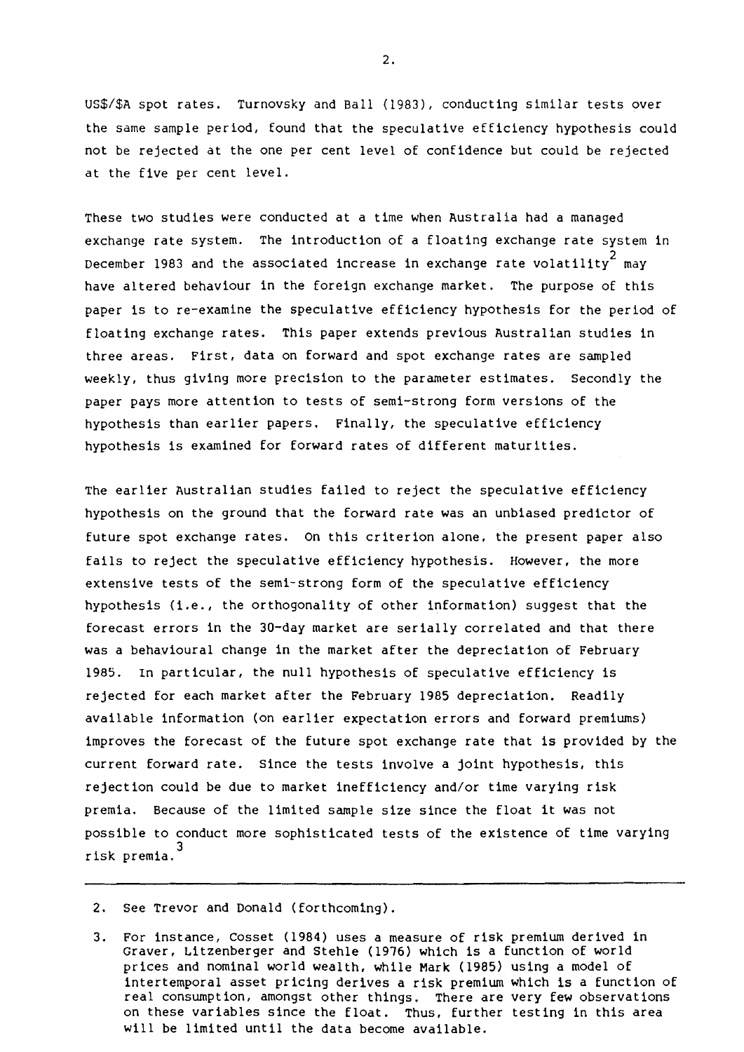US$/$A spot rates. Turnovsky and Ball (1983), conducting similar tests over the same sample period, found that the speculative efficiency hypothesis could not be rejected at the one per cent level of confidence but could be rejected at the five per cent level.

These two studies were conducted at a time when Australia had a managed exchange rate system. The introduction of a floating exchange rate system in December 1983 and the associated increase in exchange rate volatility[2] may have altered behaviour in the foreign exchange market. The purpose of this paper is to re-examine the speculative efficiency hypothesis for the period of floating exchange rates. This paper extends previous Australian studies in three areas. First, data on forward and spot exchange rates are sampled weekly, thus giving more precision to the parameter estimates. Secondly the paper pays more attention to tests of semi-strong form versions of the hypothesis than earlier papers. Finally, the speculative efficiency hypothesis is examined for forward rates of different maturities.

The earlier Australian studies failed to reject the speculative efficiency hypothesis on the ground that the forward rate was an unbiased predictor of future spot exchange rates. On this criterion alone, the present paper also fails to reject the speculative efficiency hypothesis. However, the more extensive tests of the semi-strong form of the speculative efficiency hypothesis (i.e., the orthogonality of other information) suggest that the forecast errors in the 30-day market are serially correlated and that there was a behavioural change in the market after the depreciation of February 1985. In particular, the null hypothesis of speculative efficiency is rejected for each market after the February 1985 depreciation. Readily available information (on earlier expectation errors and forward premiums) improves the forecast of the future spot exchange rate that is provided by the current forward rate. Since the tests involve a joint hypothesis, this rejection could be due to market inefficiency and/or time varying risk premia. Because of the limited sample size since the float it was not possible to conduct more sophisticated tests of the existence of time varying risk premia.[3]

---

2. See Trevor and Donald (forthcoming).

3. For instance, Cosset (1984) uses a measure of risk premium derived in Graver, Litzenberger and Stehle (1976) which is a function of world prices and nominal world wealth, while Mark (1985) using a model of intertemporal asset pricing derives a risk premium which is a function of real consumption, amongst other things. There are very few observations on these variables since the float. Thus, further testing in this area will be limited until the data become available.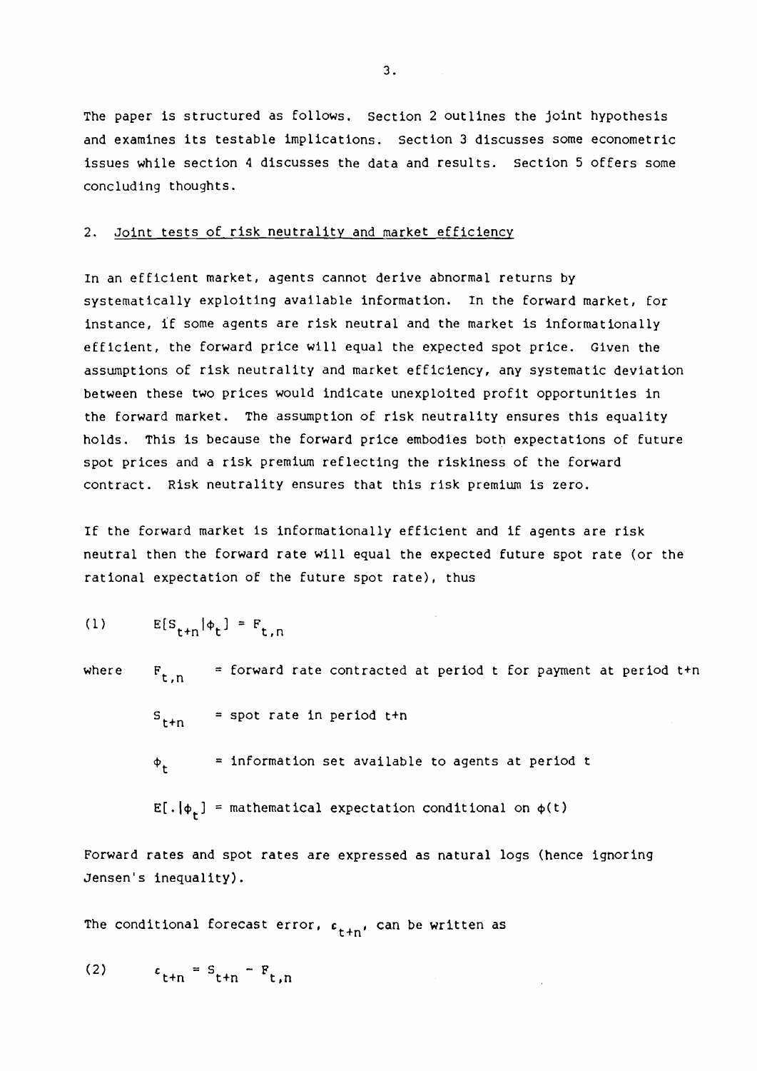The paper is structured as follows. Section 2 outlines the joint hypothesis and examines its testable implications. Section 3 discusses some econometric issues while section 4 discusses the data and results. Section 5 offers some concluding thoughts.

## 2. Joint tests of risk neutrality and market efficiency

In an efficient market, agents cannot derive abnormal returns by systematically exploiting available information. In the forward market, for instance, if some agents are risk neutral and the market is informationally efficient, the forward price will equal the expected spot price. Given the assumptions of risk neutrality and market efficiency, any systematic deviation between these two prices would indicate unexploited profit opportunities in the forward market. The assumption of risk neutrality ensures this equality holds. This is because the forward price embodies both expectations of future spot prices and a risk premium reflecting the riskiness of the forward contract. Risk neutrality ensures that this risk premium is zero.

If the forward market is informationally efficient and if agents are risk neutral then the forward rate will equal the expected future spot rate (or the rational expectation of the future spot rate), thus

$$(1) \qquad E[S_{t+n}|\phi_t] = F_{t,n}$$

where $F_{t,n}$ = forward rate contracted at period t for payment at period t+n

$S_{t+n}$ = spot rate in period t+n

$\phi_t$ = information set available to agents at period t

$E[.|\phi_t]$ = mathematical expectation conditional on $\phi(t)$

Forward rates and spot rates are expressed as natural logs (hence ignoring Jensen's inequality).

The conditional forecast error, $\epsilon_{t+n}$, can be written as

$$(2) \qquad \epsilon_{t+n} = S_{t+n} - F_{t,n}$$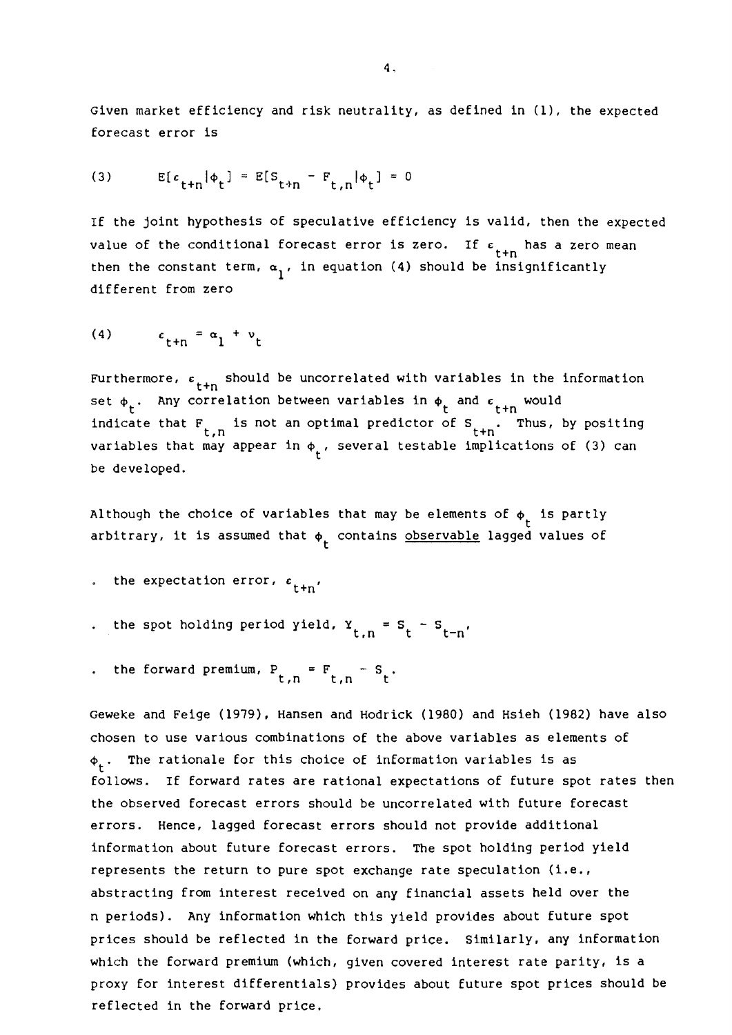Given market efficiency and risk neutrality, as defined in (1), the expected forecast error is

$$(3) \qquad E[\epsilon_{t+n}|\phi_t] = E[S_{t+n} - F_{t,n}|\phi_t] = 0$$

If the joint hypothesis of speculative efficiency is valid, then the expected value of the conditional forecast error is zero. If $\epsilon_{t+n}$ has a zero mean then the constant term, $\alpha_1$, in equation (4) should be insignificantly different from zero

$$(4) \qquad \epsilon_{t+n} = \alpha_1 + \nu_t$$

Furthermore, $\epsilon_{t+n}$ should be uncorrelated with variables in the information set $\phi_t$. Any correlation between variables in $\phi_t$ and $\epsilon_{t+n}$ would indicate that $F_{t,n}$ is not an optimal predictor of $S_{t+n}$. Thus, by positing variables that may appear in $\phi_t$, several testable implications of (3) can be developed.

Although the choice of variables that may be elements of $\phi_t$ is partly arbitrary, it is assumed that $\phi_t$ contains <u>observable</u> lagged values of

- the expectation error, $\epsilon_{t+n}$,
- the spot holding period yield, $Y_{t,n} = S_t - S_{t-n}$,
- the forward premium, $P_{t,n} = F_{t,n} - S_t$.

Geweke and Feige (1979), Hansen and Hodrick (1980) and Hsieh (1982) have also chosen to use various combinations of the above variables as elements of $\phi_t$. The rationale for this choice of information variables is as follows. If forward rates are rational expectations of future spot rates then the observed forecast errors should be uncorrelated with future forecast errors. Hence, lagged forecast errors should not provide additional information about future forecast errors. The spot holding period yield represents the return to pure spot exchange rate speculation (i.e., abstracting from interest received on any financial assets held over the n periods). Any information which this yield provides about future spot prices should be reflected in the forward price. Similarly, any information which the forward premium (which, given covered interest rate parity, is a proxy for interest differentials) provides about future spot prices should be reflected in the forward price.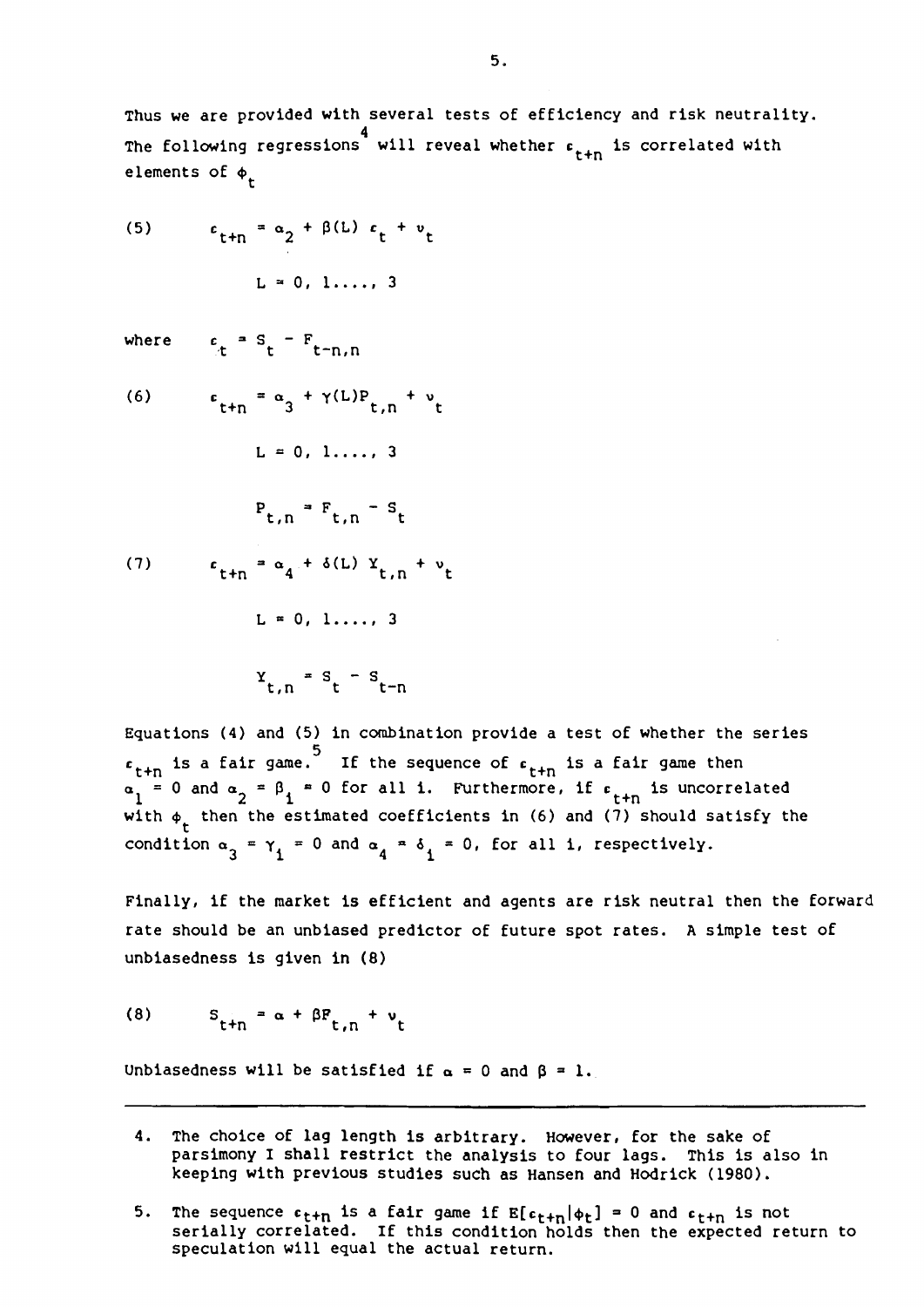Thus we are provided with several tests of efficiency and risk neutrality. The following regressions[4] will reveal whether $\epsilon_{t+n}$ is correlated with elements of $\phi_t$

$$(5) \qquad \epsilon_{t+n} = \alpha_2 + \beta(L)\, \epsilon_t + v_t$$

$$L = 0, 1, \ldots, 3$$

where $\quad \epsilon_t = S_t - F_{t-n,n}$

$$(6) \qquad \epsilon_{t+n} = \alpha_3 + \gamma(L) P_{t,n} + v_t$$

$$L = 0, 1, \ldots, 3$$

$$P_{t,n} = F_{t,n} - S_t$$

$$(7) \qquad \epsilon_{t+n} = \alpha_4 + \delta(L)\, Y_{t,n} + v_t$$

$$L = 0, 1, \ldots, 3$$

$$Y_{t,n} = S_t - S_{t-n}$$

Equations (4) and (5) in combination provide a test of whether the series $\epsilon_{t+n}$ is a fair game.[5] If the sequence of $\epsilon_{t+n}$ is a fair game then $\alpha_1 = 0$ and $\alpha_2 = \beta_i = 0$ for all i. Furthermore, if $\epsilon_{t+n}$ is uncorrelated with $\phi_t$ then the estimated coefficients in (6) and (7) should satisfy the condition $\alpha_3 = \gamma_i = 0$ and $\alpha_4 = \delta_i = 0$, for all i, respectively.

Finally, if the market is efficient and agents are risk neutral then the forward rate should be an unbiased predictor of future spot rates. A simple test of unbiasedness is given in (8)

$$(8) \qquad S_{t+n} = \alpha + \beta F_{t,n} + v_t$$

Unbiasedness will be satisfied if $\alpha = 0$ and $\beta = 1$.

---

4. The choice of lag length is arbitrary. However, for the sake of parsimony I shall restrict the analysis to four lags. This is also in keeping with previous studies such as Hansen and Hodrick (1980).

5. The sequence $\epsilon_{t+n}$ is a fair game if $E[\epsilon_{t+n}|\phi_t] = 0$ and $\epsilon_{t+n}$ is not serially correlated. If this condition holds then the expected return to speculation will equal the actual return.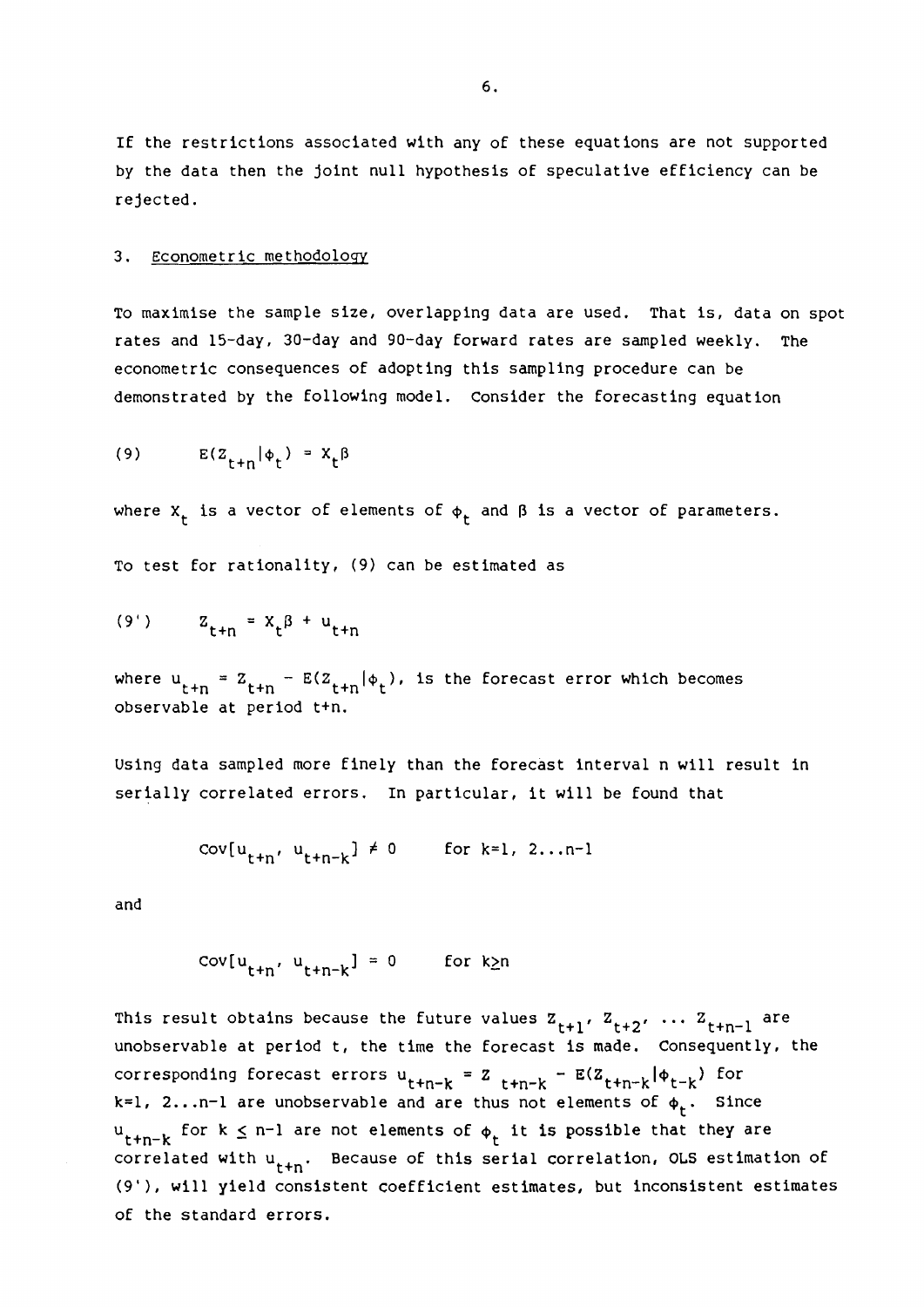If the restrictions associated with any of these equations are not supported by the data then the joint null hypothesis of speculative efficiency can be rejected.

## 3. Econometric methodology

To maximise the sample size, overlapping data are used. That is, data on spot rates and 15-day, 30-day and 90-day forward rates are sampled weekly. The econometric consequences of adopting this sampling procedure can be demonstrated by the following model. Consider the forecasting equation

$$(9) \qquad E(Z_{t+n}|\phi_t) = X_t\beta$$

where $X_t$ is a vector of elements of $\phi_t$ and $\beta$ is a vector of parameters.

To test for rationality, (9) can be estimated as

$$(9') \qquad Z_{t+n} = X_t\beta + u_{t+n}$$

where $u_{t+n} = Z_{t+n} - E(Z_{t+n}|\phi_t)$, is the forecast error which becomes observable at period t+n.

Using data sampled more finely than the forecast interval n will result in serially correlated errors. In particular, it will be found that

$$\text{cov}[u_{t+n}, u_{t+n-k}] \neq 0 \qquad \text{for } k=1, 2\ldots n-1$$

and

$$\text{cov}[u_{t+n}, u_{t+n-k}] = 0 \qquad \text{for } k \geq n$$

This result obtains because the future values $Z_{t+1}, Z_{t+2}, \ldots Z_{t+n-1}$ are unobservable at period t, the time the forecast is made. Consequently, the corresponding forecast errors $u_{t+n-k} = Z_{t+n-k} - E(Z_{t+n-k}|\phi_{t-k})$ for $k=1, 2\ldots n-1$ are unobservable and are thus not elements of $\phi_t$. Since $u_{t+n-k}$ for $k \leq n-1$ are not elements of $\phi_t$ it is possible that they are correlated with $u_{t+n}$. Because of this serial correlation, OLS estimation of (9'), will yield consistent coefficient estimates, but inconsistent estimates of the standard errors.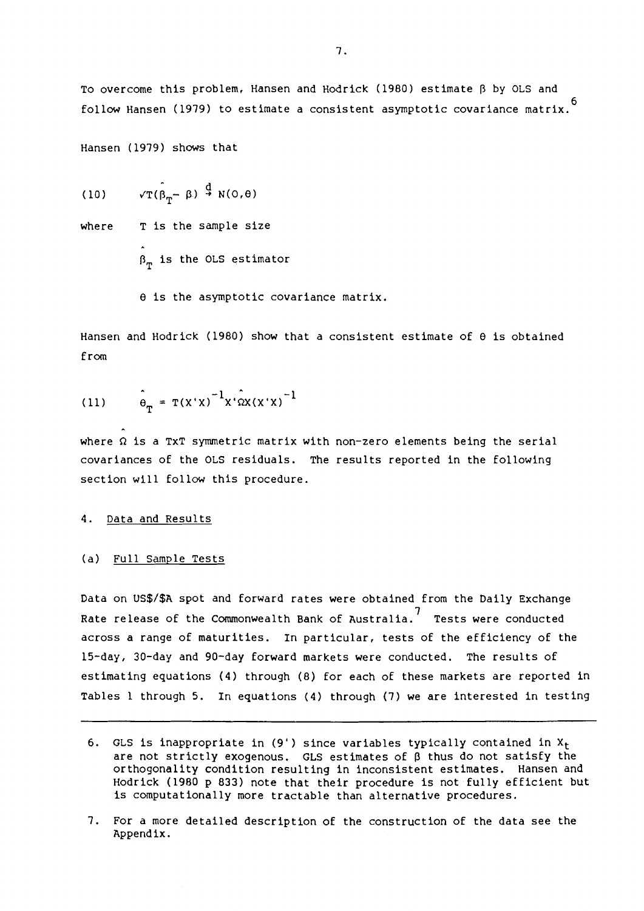To overcome this problem, Hansen and Hodrick (1980) estimate $\beta$ by OLS and follow Hansen (1979) to estimate a consistent asymptotic covariance matrix.[6]

Hansen (1979) shows that

$$(10) \qquad \sqrt{T}(\hat{\beta}_T - \beta) \xrightarrow{d} N(0,\theta)$$

where $T$ is the sample size

$\hat{\beta}_T$ is the OLS estimator

$\theta$ is the asymptotic covariance matrix.

Hansen and Hodrick (1980) show that a consistent estimate of $\theta$ is obtained from

$$(11) \qquad \hat{\theta}_T = T(X'X)^{-1}X'\hat{\Omega}X(X'X)^{-1}$$

where $\hat{\Omega}$ is a TxT symmetric matrix with non-zero elements being the serial covariances of the OLS residuals. The results reported in the following section will follow this procedure.

## 4. Data and Results

### (a) Full Sample Tests

Data on US$/$A spot and forward rates were obtained from the Daily Exchange Rate release of the Commonwealth Bank of Australia.[7] Tests were conducted across a range of maturities. In particular, tests of the efficiency of the 15-day, 30-day and 90-day forward markets were conducted. The results of estimating equations (4) through (8) for each of these markets are reported in Tables 1 through 5. In equations (4) through (7) we are interested in testing

---

6. GLS is inappropriate in (9') since variables typically contained in $X_t$ are not strictly exogenous. GLS estimates of $\beta$ thus do not satisfy the orthogonality condition resulting in inconsistent estimates. Hansen and Hodrick (1980 p 833) note that their procedure is not fully efficient but is computationally more tractable than alternative procedures.

7. For a more detailed description of the construction of the data see the Appendix.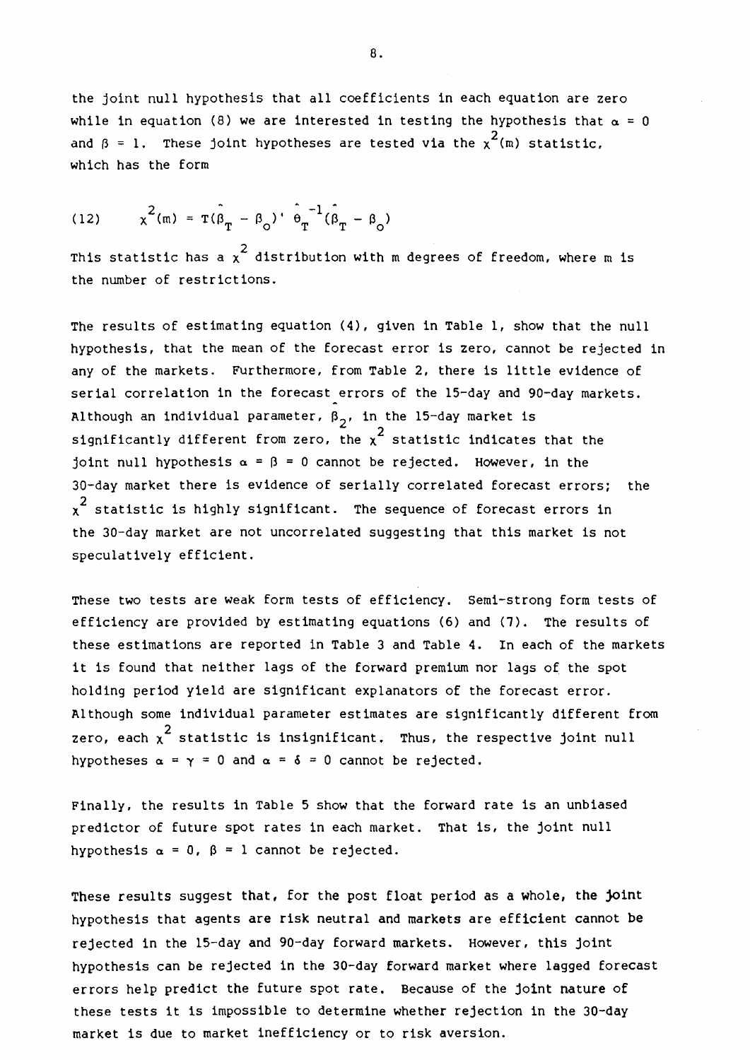the joint null hypothesis that all coefficients in each equation are zero while in equation (8) we are interested in testing the hypothesis that $\alpha = 0$ and $\beta = 1$. These joint hypotheses are tested via the $\chi^2(m)$ statistic, which has the form

$$(12) \qquad \chi^2(m) = T(\hat{\beta}_T - \beta_o)' \; \hat{\theta}_T^{-1}(\hat{\beta}_T - \beta_o)$$

This statistic has a $\chi^2$ distribution with m degrees of freedom, where m is the number of restrictions.

The results of estimating equation (4), given in Table 1, show that the null hypothesis, that the mean of the forecast error is zero, cannot be rejected in any of the markets. Furthermore, from Table 2, there is little evidence of serial correlation in the forecast errors of the 15-day and 90-day markets. Although an individual parameter, $\hat{\beta}_2$, in the 15-day market is significantly different from zero, the $\chi^2$ statistic indicates that the joint null hypothesis $\alpha = \beta = 0$ cannot be rejected. However, in the 30-day market there is evidence of serially correlated forecast errors; the $\chi^2$ statistic is highly significant. The sequence of forecast errors in the 30-day market are not uncorrelated suggesting that this market is not speculatively efficient.

These two tests are weak form tests of efficiency. Semi-strong form tests of efficiency are provided by estimating equations (6) and (7). The results of these estimations are reported in Table 3 and Table 4. In each of the markets it is found that neither lags of the forward premium nor lags of the spot holding period yield are significant explanators of the forecast error. Although some individual parameter estimates are significantly different from zero, each $\chi^2$ statistic is insignificant. Thus, the respective joint null hypotheses $\alpha = \gamma = 0$ and $\alpha = \delta = 0$ cannot be rejected.

Finally, the results in Table 5 show that the forward rate is an unbiased predictor of future spot rates in each market. That is, the joint null hypothesis $\alpha = 0$, $\beta = 1$ cannot be rejected.

These results suggest that, for the post float period as a whole, the joint hypothesis that agents are risk neutral and markets are efficient cannot be rejected in the 15-day and 90-day forward markets. However, this joint hypothesis can be rejected in the 30-day forward market where lagged forecast errors help predict the future spot rate. Because of the joint nature of these tests it is impossible to determine whether rejection in the 30-day market is due to market inefficiency or to risk aversion.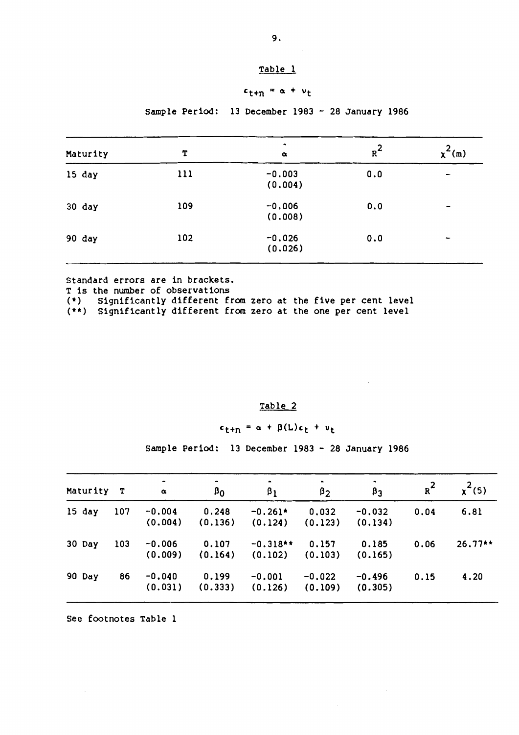Table 1

$$c_{t+n} = \alpha + \upsilon_t$$

Sample Period: 13 December 1983 - 28 January 1986

| Maturity | T | $\hat{\alpha}$ | $R^2$ | $\chi^2(m)$ |
|---|---|---|---|---|
| 15 day | 111 | -0.003 (0.004) | 0.0 | - |
| 30 day | 109 | -0.006 (0.008) | 0.0 | - |
| 90 day | 102 | -0.026 (0.026) | 0.0 | - |

Standard errors are in brackets.
T is the number of observations
(*) Significantly different from zero at the five per cent level
(**) Significantly different from zero at the one per cent level

Table 2

$$c_{t+n} = \alpha + \beta(L)c_t + \upsilon_t$$

Sample Period: 13 December 1983 - 28 January 1986

| Maturity | T | $\hat{\alpha}$ | $\hat{\beta}_0$ | $\hat{\beta}_1$ | $\hat{\beta}_2$ | $\hat{\beta}_3$ | $R^2$ | $\chi^2(5)$ |
|---|---|---|---|---|---|---|---|---|
| 15 day | 107 | -0.004 (0.004) | 0.248 (0.136) | -0.261* (0.124) | 0.032 (0.123) | -0.032 (0.134) | 0.04 | 6.81 |
| 30 Day | 103 | -0.006 (0.009) | 0.107 (0.164) | -0.318** (0.102) | 0.157 (0.103) | 0.185 (0.165) | 0.06 | 26.77** |
| 90 Day | 86 | -0.040 (0.031) | 0.199 (0.333) | -0.001 (0.126) | -0.022 (0.109) | -0.496 (0.305) | 0.15 | 4.20 |

See footnotes Table 1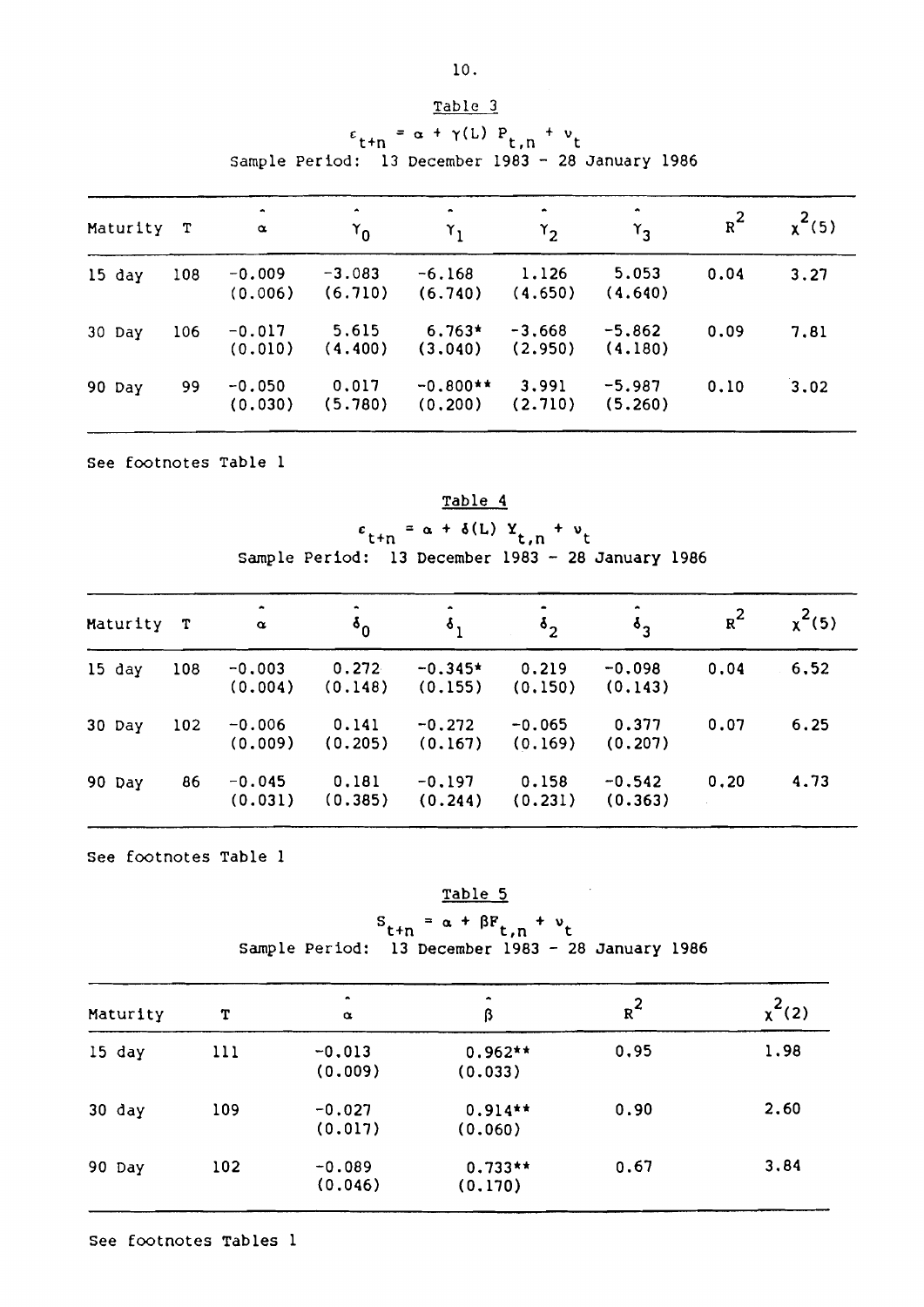## Table 3

$$\epsilon_{t+n} = \alpha + \gamma(L) P_{t,n} + \nu_t$$

Sample Period: 13 December 1983 - 28 January 1986

| Maturity | T | $\hat{\alpha}$ | $\hat{\gamma}_0$ | $\hat{\gamma}_1$ | $\hat{\gamma}_2$ | $\hat{\gamma}_3$ | $R^2$ | $\chi^2(5)$ |
|---|---|---|---|---|---|---|---|---|
| 15 day | 108 | -0.009<br>(0.006) | -3.083<br>(6.710) | -6.168<br>(6.740) | 1.126<br>(4.650) | 5.053<br>(4.640) | 0.04 | 3.27 |
| 30 Day | 106 | -0.017<br>(0.010) | 5.615<br>(4.400) | 6.763*<br>(3.040) | -3.668<br>(2.950) | -5.862<br>(4.180) | 0.09 | 7.81 |
| 90 Day | 99 | -0.050<br>(0.030) | 0.017<br>(5.780) | -0.800**<br>(0.200) | 3.991<br>(2.710) | -5.987<br>(5.260) | 0.10 | 3.02 |

See footnotes Table 1

## Table 4

$$\epsilon_{t+n} = \alpha + \delta(L) Y_{t,n} + \nu_t$$

Sample Period: 13 December 1983 - 28 January 1986

| Maturity | T | $\hat{\alpha}$ | $\hat{\delta}_0$ | $\hat{\delta}_1$ | $\hat{\delta}_2$ | $\hat{\delta}_3$ | $R^2$ | $\chi^2(5)$ |
|---|---|---|---|---|---|---|---|---|
| 15 day | 108 | -0.003<br>(0.004) | 0.272<br>(0.148) | -0.345*<br>(0.155) | 0.219<br>(0.150) | -0.098<br>(0.143) | 0.04 | 6.52 |
| 30 Day | 102 | -0.006<br>(0.009) | 0.141<br>(0.205) | -0.272<br>(0.167) | -0.065<br>(0.169) | 0.377<br>(0.207) | 0.07 | 6.25 |
| 90 Day | 86 | -0.045<br>(0.031) | 0.181<br>(0.385) | -0.197<br>(0.244) | 0.158<br>(0.231) | -0.542<br>(0.363) | 0.20 | 4.73 |

See footnotes Table 1

## Table 5

$$S_{t+n} = \alpha + \beta F_{t,n} + \nu_t$$

Sample Period: 13 December 1983 - 28 January 1986

| Maturity | T | $\hat{\alpha}$ | $\hat{\beta}$ | $R^2$ | $\chi^2(2)$ |
|---|---|---|---|---|---|
| 15 day | 111 | -0.013<br>(0.009) | 0.962**<br>(0.033) | 0.95 | 1.98 |
| 30 day | 109 | -0.027<br>(0.017) | 0.914**<br>(0.060) | 0.90 | 2.60 |
| 90 Day | 102 | -0.089<br>(0.046) | 0.733**<br>(0.170) | 0.67 | 3.84 |

See footnotes Tables 1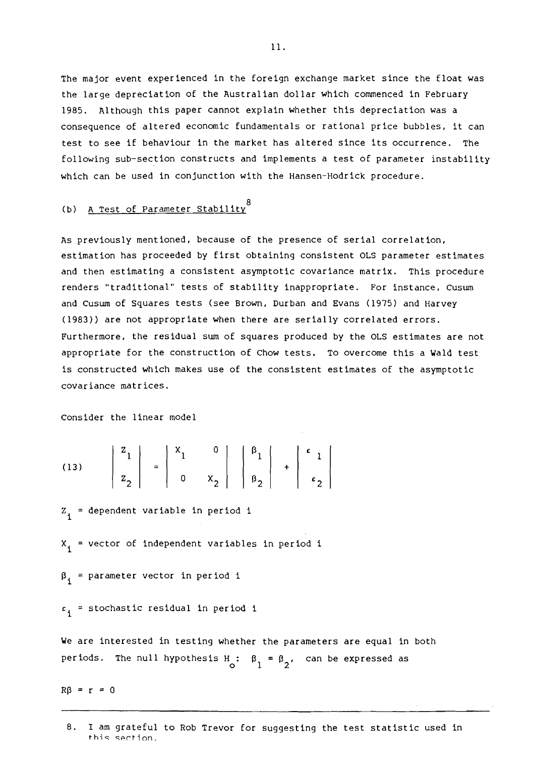The major event experienced in the foreign exchange market since the float was the large depreciation of the Australian dollar which commenced in February 1985. Although this paper cannot explain whether this depreciation was a consequence of altered economic fundamentals or rational price bubbles, it can test to see if behaviour in the market has altered since its occurrence. The following sub-section constructs and implements a test of parameter instability which can be used in conjunction with the Hansen-Hodrick procedure.

### (b) A Test of Parameter Stability[8]

As previously mentioned, because of the presence of serial correlation, estimation has proceeded by first obtaining consistent OLS parameter estimates and then estimating a consistent asymptotic covariance matrix. This procedure renders "traditional" tests of stability inappropriate. For instance, Cusum and Cusum of Squares tests (see Brown, Durban and Evans (1975) and Harvey (1983)) are not appropriate when there are serially correlated errors. Furthermore, the residual sum of squares produced by the OLS estimates are not appropriate for the construction of Chow tests. To overcome this a Wald test is constructed which makes use of the consistent estimates of the asymptotic covariance matrices.

Consider the linear model

$$(13) \qquad \begin{vmatrix} Z_1 \\ Z_2 \end{vmatrix} = \begin{vmatrix} X_1 & 0 \\ 0 & X_2 \end{vmatrix} \begin{vmatrix} \beta_1 \\ \beta_2 \end{vmatrix} + \begin{vmatrix} \epsilon_1 \\ \epsilon_2 \end{vmatrix}$$

$Z_i$ = dependent variable in period i

$X_i$ = vector of independent variables in period i

$\beta_i$ = parameter vector in period i

$\epsilon_i$ = stochastic residual in period i

We are interested in testing whether the parameters are equal in both periods. The null hypothesis $H_o$: $\beta_1 = \beta_2$, can be expressed as

$R\beta = r = 0$

---

8. I am grateful to Rob Trevor for suggesting the test statistic used in this section.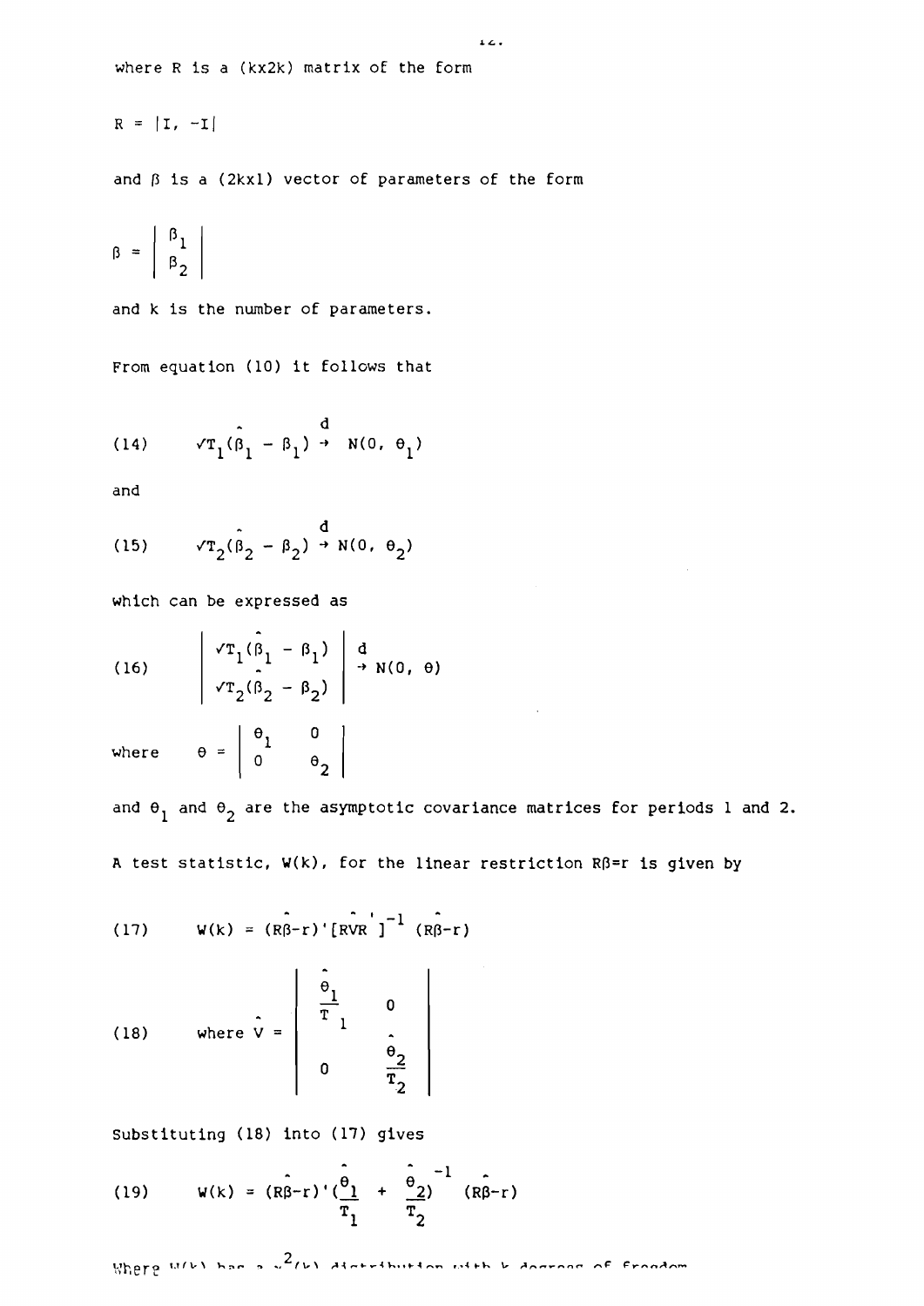where R is a (kx2k) matrix of the form

$$R = |I, -I|$$

and $\beta$ is a (2kx1) vector of parameters of the form

$$\beta = \begin{vmatrix} \beta_1 \\ \beta_2 \end{vmatrix}$$

and k is the number of parameters.

From equation (10) it follows that

$$(14) \qquad \sqrt{T_1}(\hat{\beta}_1 - \beta_1) \overset{d}{\rightarrow} N(0, \theta_1)$$

and

$$(15) \qquad \sqrt{T_2}(\hat{\beta}_2 - \beta_2) \overset{d}{\rightarrow} N(0, \theta_2)$$

which can be expressed as

$$(16) \qquad \begin{vmatrix} \sqrt{T_1}(\hat{\beta}_1 - \beta_1) \\ \sqrt{T_2}(\hat{\beta}_2 - \beta_2) \end{vmatrix} \overset{d}{\rightarrow} N(0, \theta)$$

$$\text{where} \quad \theta = \begin{vmatrix} \theta_1 & 0 \\ 0 & \theta_2 \end{vmatrix}$$

and $\theta_1$ and $\theta_2$ are the asymptotic covariance matrices for periods 1 and 2.

A test statistic, W(k), for the linear restriction $R\beta=r$ is given by

$$(17) \qquad W(k) = (R\hat{\beta}-r)'[R\hat{V}R']^{-1}(R\hat{\beta}-r)$$

$$(18) \qquad \text{where } \hat{V} = \begin{vmatrix} \dfrac{\hat{\theta}_1}{T_1} & 0 \\ 0 & \dfrac{\hat{\theta}_2}{T_2} \end{vmatrix}$$

Substituting (18) into (17) gives

$$(19) \qquad W(k) = (R\hat{\beta}-r)'\left(\frac{\hat{\theta}_1}{T_1} + \frac{\hat{\theta}_2}{T_2}\right)^{-1}(R\hat{\beta}-r)$$

Where W(k) has a $\chi^2(k)$ distribution with k degrees of freedom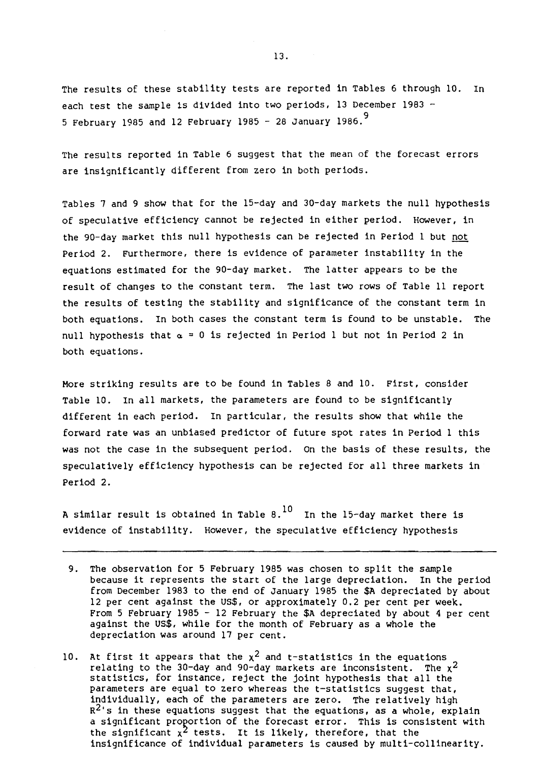The results of these stability tests are reported in Tables 6 through 10. In each test the sample is divided into two periods, 13 December 1983 - 5 February 1985 and 12 February 1985 - 28 January 1986.[9]

The results reported in Table 6 suggest that the mean of the forecast errors are insignificantly different from zero in both periods.

Tables 7 and 9 show that for the 15-day and 30-day markets the null hypothesis of speculative efficiency cannot be rejected in either period. However, in the 90-day market this null hypothesis can be rejected in Period 1 but <u>not</u> Period 2. Furthermore, there is evidence of parameter instability in the equations estimated for the 90-day market. The latter appears to be the result of changes to the constant term. The last two rows of Table 11 report the results of testing the stability and significance of the constant term in both equations. In both cases the constant term is found to be unstable. The null hypothesis that $\alpha = 0$ is rejected in Period 1 but not in Period 2 in both equations.

More striking results are to be found in Tables 8 and 10. First, consider Table 10. In all markets, the parameters are found to be significantly different in each period. In particular, the results show that while the forward rate was an unbiased predictor of future spot rates in Period 1 this was not the case in the subsequent period. On the basis of these results, the speculatively efficiency hypothesis can be rejected for all three markets in Period 2.

A similar result is obtained in Table 8.[10] In the 15-day market there is evidence of instability. However, the speculative efficiency hypothesis

---

9. The observation for 5 February 1985 was chosen to split the sample because it represents the start of the large depreciation. In the period from December 1983 to the end of January 1985 the \$A depreciated by about 12 per cent against the US\$, or approximately 0.2 per cent per week. From 5 February 1985 - 12 February the \$A depreciated by about 4 per cent against the US\$, while for the month of February as a whole the depreciation was around 17 per cent.

10. At first it appears that the $\chi^2$ and t-statistics in the equations relating to the 30-day and 90-day markets are inconsistent. The $\chi^2$ statistics, for instance, reject the joint hypothesis that all the parameters are equal to zero whereas the t-statistics suggest that, individually, each of the parameters are zero. The relatively high $R^2$'s in these equations suggest that the equations, as a whole, explain a significant proportion of the forecast error. This is consistent with the significant $\chi^2$ tests. It is likely, therefore, that the insignificance of individual parameters is caused by multi-collinearity.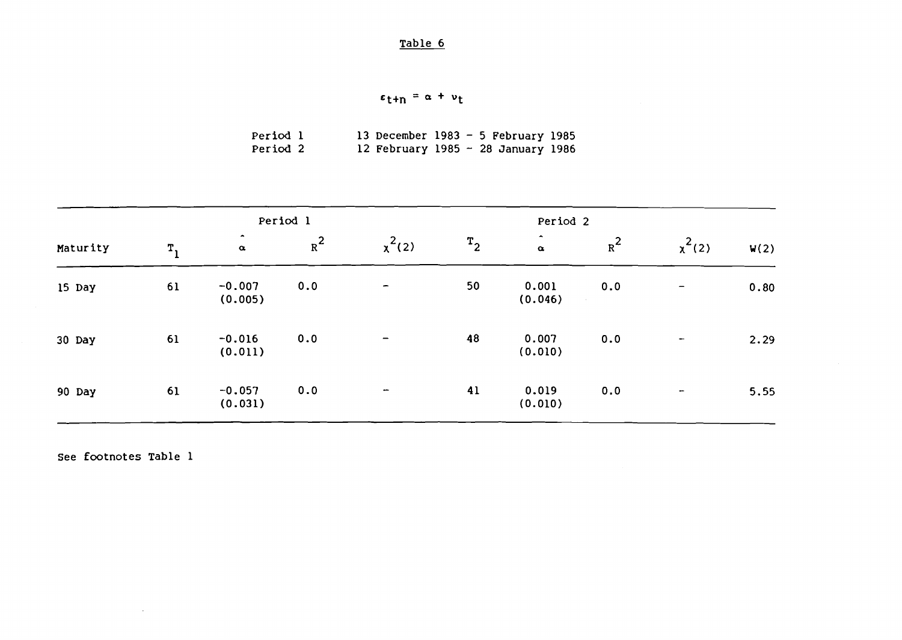Table 6

$$\varepsilon_{t+n} = \alpha + \nu_t$$

Period 1 13 December 1983 - 5 February 1985
Period 2 12 February 1985 - 28 January 1986

| | Period 1 | | | | Period 2 | | | | |
|---|---|---|---|---|---|---|---|---|---|
| Maturity | $T_1$ | $\hat{\alpha}$ | $R^2$ | $\chi^2(2)$ | $T_2$ | $\hat{\alpha}$ | $R^2$ | $\chi^2(2)$ | W(2) |
| 15 Day | 61 | -0.007 (0.005) | 0.0 | - | 50 | 0.001 (0.046) | 0.0 | - | 0.80 |
| 30 Day | 61 | -0.016 (0.011) | 0.0 | - | 48 | 0.007 (0.010) | 0.0 | - | 2.29 |
| 90 Day | 61 | -0.057 (0.031) | 0.0 | - | 41 | 0.019 (0.010) | 0.0 | - | 5.55 |

See footnotes Table 1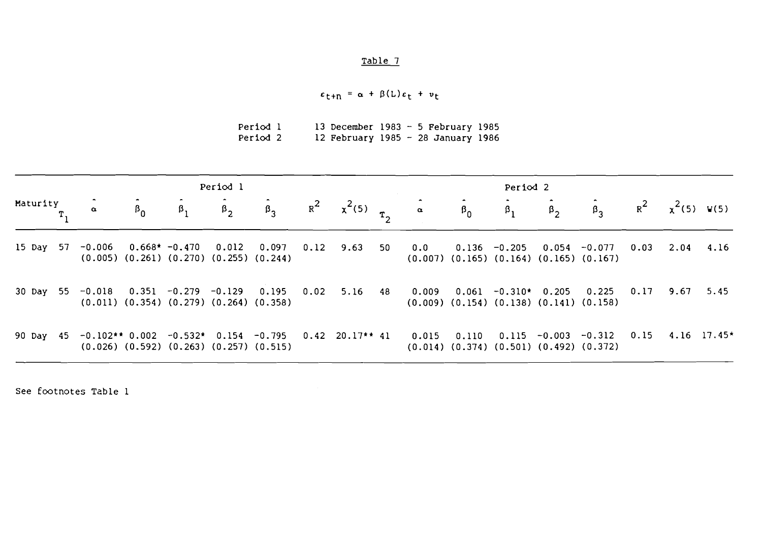Table 7

$$\epsilon_{t+n} = \alpha + \beta(L)\epsilon_t + v_t$$

Period 1 13 December 1983 - 5 February 1985
Period 2 12 February 1985 - 28 January 1986

| | Period 1 | | | | | | | | | Period 2 | | | | | | | | |
|---|---|---|---|---|---|---|---|---|---|---|---|---|---|---|---|---|---|---|
| Maturity | $T_1$ | $\hat{\alpha}$ | $\hat{\beta}_0$ | $\hat{\beta}_1$ | $\hat{\beta}_2$ | $\hat{\beta}_3$ | $R^2$ | $\chi^2(5)$ | $T_2$ | $\hat{\alpha}$ | $\hat{\beta}_0$ | $\hat{\beta}_1$ | $\hat{\beta}_2$ | $\hat{\beta}_3$ | $R^2$ | $\chi^2(5)$ | $W(5)$ |
| 15 Day | 57 | -0.006 | 0.668* | -0.470 | 0.012 | 0.097 | 0.12 | 9.63 | 50 | 0.0 | 0.136 | -0.205 | 0.054 | -0.077 | 0.03 | 2.04 | 4.16 |
| | | (0.005) | (0.261) | (0.270) | (0.255) | (0.244) | | | | (0.007) | (0.165) | (0.164) | (0.165) | (0.167) | | | |
| 30 Day | 55 | -0.018 | 0.351 | -0.279 | -0.129 | 0.195 | 0.02 | 5.16 | 48 | 0.009 | 0.061 | -0.310* | 0.205 | 0.225 | 0.17 | 9.67 | 5.45 |
| | | (0.011) | (0.354) | (0.279) | (0.264) | (0.358) | | | | (0.009) | (0.154) | (0.138) | (0.141) | (0.158) | | | |
| 90 Day | 45 | -0.102** | 0.002 | -0.532* | 0.154 | -0.795 | 0.42 | 20.17** | 41 | 0.015 | 0.110 | 0.115 | -0.003 | -0.312 | 0.15 | 4.16 | 17.45* |
| | | (0.026) | (0.592) | (0.263) | (0.257) | (0.515) | | | | (0.014) | (0.374) | (0.501) | (0.492) | (0.372) | | | |

See footnotes Table 1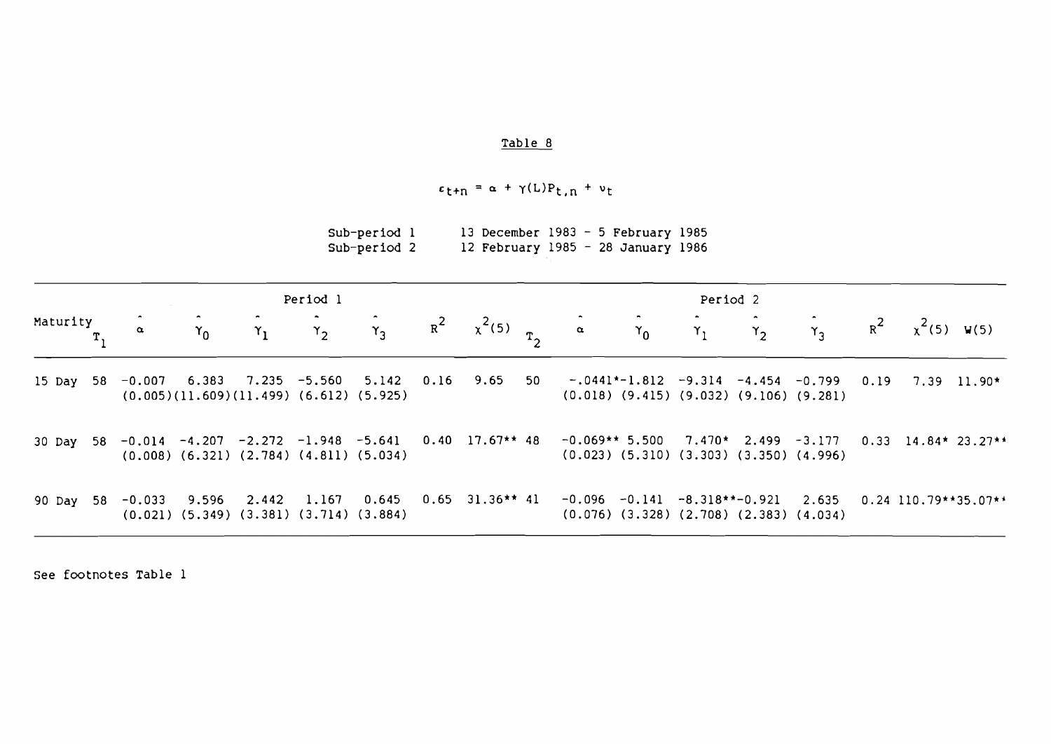## Table 8

$$\varepsilon_{t+n} = \alpha + \gamma(L)P_{t,n} + \nu_t$$

Sub-period 1 13 December 1983 - 5 February 1985
Sub-period 2 12 February 1985 - 28 January 1986

| Maturity | Period 1 | | | | | | | | | Period 2 | | | | | | | | |
|---|---|---|---|---|---|---|---|---|---|---|---|---|---|---|---|---|---|---|
| | $T_1$ | $\hat{\alpha}$ | $\hat{\gamma}_0$ | $\hat{\gamma}_1$ | $\hat{\gamma}_2$ | $\hat{\gamma}_3$ | $R^2$ | $\chi^2(5)$ | $T_2$ | $\hat{\alpha}$ | $\hat{\gamma}_0$ | $\hat{\gamma}_1$ | $\hat{\gamma}_2$ | $\hat{\gamma}_3$ | $R^2$ | $\chi^2(5)$ | W(5) |
| 15 Day | 58 | -0.007 | 6.383 | 7.235 | -5.560 | 5.142 | 0.16 | 9.65 | 50 | -.0441* | -1.812 | -9.314 | -4.454 | -0.799 | 0.19 | 7.39 | 11.90* |
| | | (0.005) | (11.609) | (11.499) | (6.612) | (5.925) | | | | (0.018) | (9.415) | (9.032) | (9.106) | (9.281) | | | |
| 30 Day | 58 | -0.014 | -4.207 | -2.272 | -1.948 | -5.641 | 0.40 | 17.67** | 48 | -0.069** | 5.500 | 7.470* | 2.499 | -3.177 | 0.33 | 14.84* | 23.27** |
| | | (0.008) | (6.321) | (2.784) | (4.811) | (5.034) | | | | (0.023) | (5.310) | (3.303) | (3.350) | (4.996) | | | |
| 90 Day | 58 | -0.033 | 9.596 | 2.442 | 1.167 | 0.645 | 0.65 | 31.36** | 41 | -0.096 | -0.141 | -8.318** | -0.921 | 2.635 | 0.24 | 110.79** | 35.07** |
| | | (0.021) | (5.349) | (3.381) | (3.714) | (3.884) | | | | (0.076) | (3.328) | (2.708) | (2.383) | (4.034) | | | |

See footnotes Table 1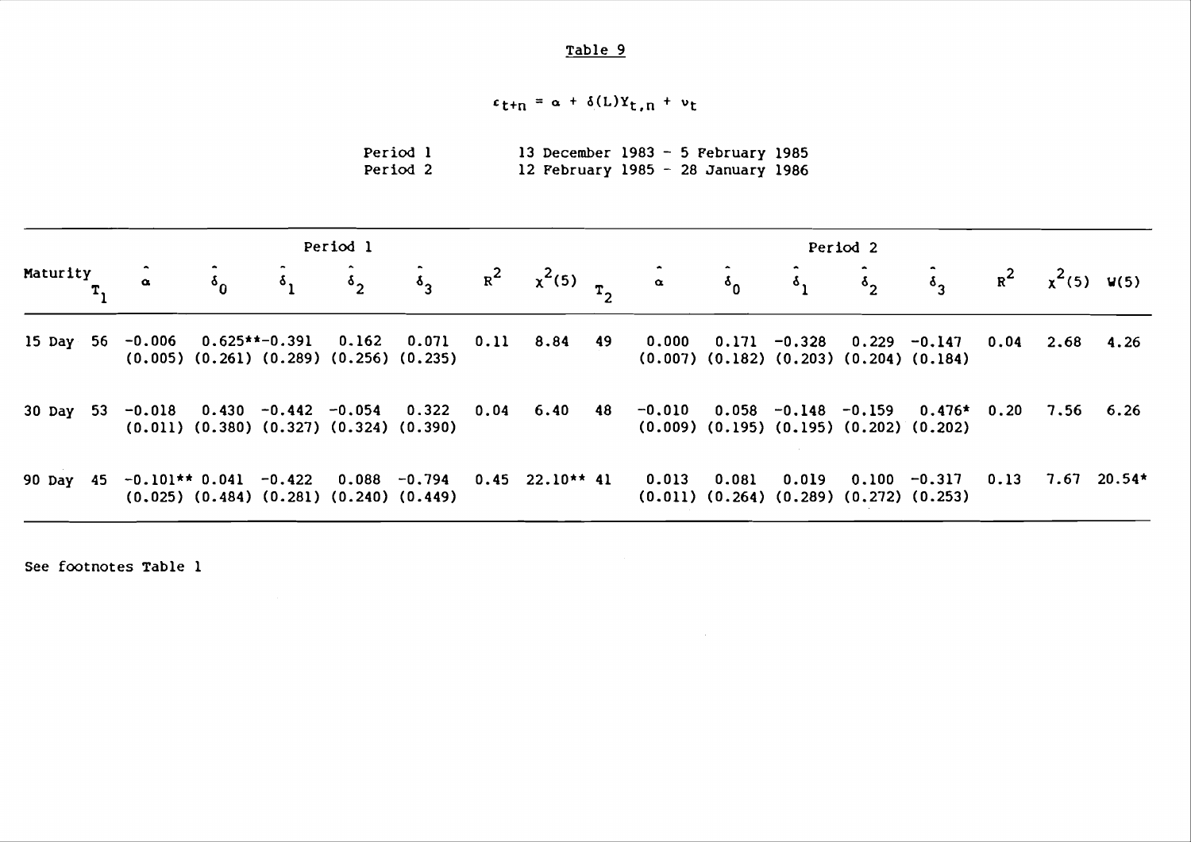# Table 9

$$\epsilon_{t+n} = \alpha + \delta(L)Y_{t,n} + \nu_t$$

Period 1 13 December 1983 - 5 February 1985
Period 2 12 February 1985 - 28 January 1986

| | Period 1 | | | | | | | | | Period 2 | | | | | | | |
|---|---|---|---|---|---|---|---|---|---|---|---|---|---|---|---|---|---|
| Maturity | $T_1$ | $\hat{\alpha}$ | $\hat{\delta}_0$ | $\hat{\delta}_1$ | $\hat{\delta}_2$ | $\hat{\delta}_3$ | $R^2$ | $\chi^2(5)$ | $T_2$ | $\hat{\alpha}$ | $\hat{\delta}_0$ | $\hat{\delta}_1$ | $\hat{\delta}_2$ | $\hat{\delta}_3$ | $R^2$ | $\chi^2(5)$ | W(5) |
| 15 Day | 56 | -0.006 | 0.625** | -0.391 | 0.162 | 0.071 | 0.11 | 8.84 | 49 | 0.000 | 0.171 | -0.328 | 0.229 | -0.147 | 0.04 | 2.68 | 4.26 |
| | | (0.005) | (0.261) | (0.289) | (0.256) | (0.235) | | | | (0.007) | (0.182) | (0.203) | (0.204) | (0.184) | | | |
| 30 Day | 53 | -0.018 | 0.430 | -0.442 | -0.054 | 0.322 | 0.04 | 6.40 | 48 | -0.010 | 0.058 | -0.148 | -0.159 | 0.476* | 0.20 | 7.56 | 6.26 |
| | | (0.011) | (0.380) | (0.327) | (0.324) | (0.390) | | | | (0.009) | (0.195) | (0.195) | (0.202) | (0.202) | | | |
| 90 Day | 45 | -0.101** | 0.041 | -0.422 | 0.088 | -0.794 | 0.45 | 22.10** | 41 | 0.013 | 0.081 | 0.019 | 0.100 | -0.317 | 0.13 | 7.67 | 20.54* |
| | | (0.025) | (0.484) | (0.281) | (0.240) | (0.449) | | | | (0.011) | (0.264) | (0.289) | (0.272) | (0.253) | | | |

See footnotes Table 1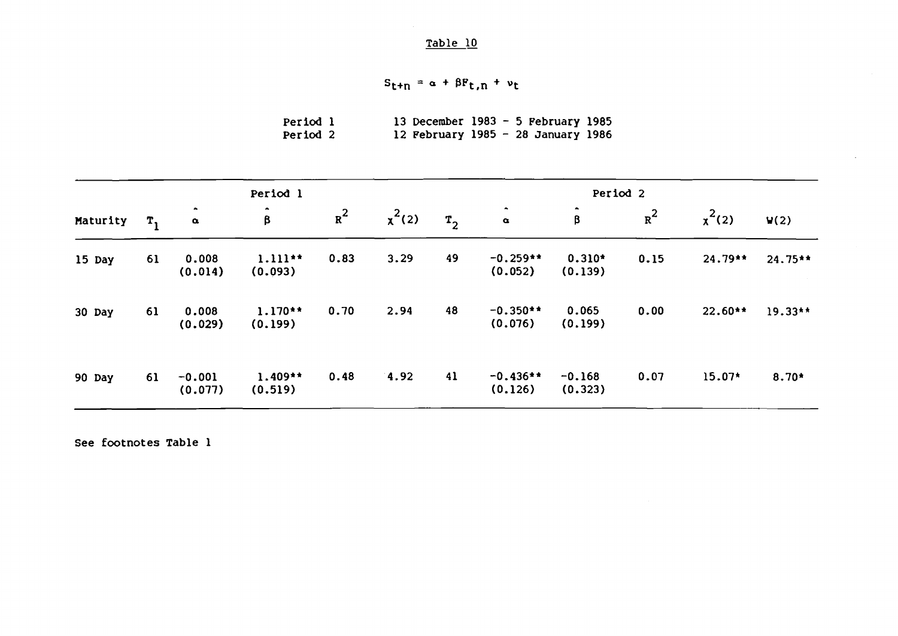Table 10

$$S_{t+n} = \alpha + \beta F_{t,n} + \nu_t$$

Period 1 13 December 1983 - 5 February 1985
Period 2 12 February 1985 - 28 January 1986

| | Period 1 | | | | | Period 2 | | | | | |
|---|---|---|---|---|---|---|---|---|---|---|---|
| Maturity | $T_1$ | $\hat{\alpha}$ | $\hat{\beta}$ | $R^2$ | $\chi^2(2)$ | $T_2$ | $\hat{\alpha}$ | $\hat{\beta}$ | $R^2$ | $\chi^2(2)$ | $W(2)$ |
| 15 Day | 61 | 0.008 (0.014) | 1.111** (0.093) | 0.83 | 3.29 | 49 | -0.259** (0.052) | 0.310* (0.139) | 0.15 | 24.79** | 24.75** |
| 30 Day | 61 | 0.008 (0.029) | 1.170** (0.199) | 0.70 | 2.94 | 48 | -0.350** (0.076) | 0.065 (0.199) | 0.00 | 22.60** | 19.33** |
| 90 Day | 61 | -0.001 (0.077) | 1.409** (0.519) | 0.48 | 4.92 | 41 | -0.436** (0.126) | -0.168 (0.323) | 0.07 | 15.07* | 8.70* |

See footnotes Table 1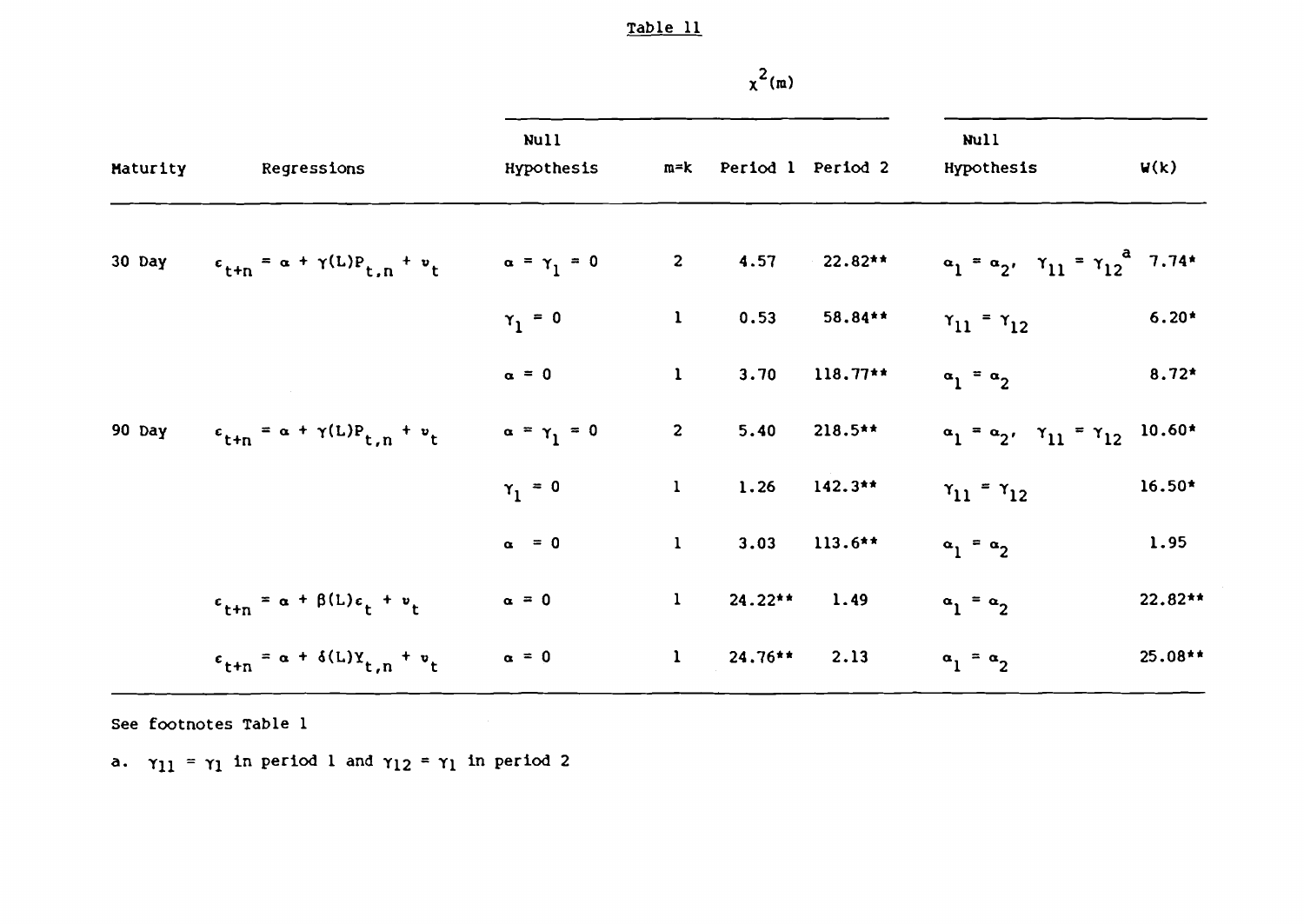## Table 11

| Maturity | Regressions | Null Hypothesis | m=k | $\chi^2(m)$ Period 1 | $\chi^2(m)$ Period 2 | Null Hypothesis | W(k) |
|---|---|---|---|---|---|---|---|
| 30 Day | $\epsilon_{t+n} = \alpha + \gamma(L)P_{t,n} + v_t$ | $\alpha = \gamma_1 = 0$ | 2 | 4.57 | 22.82** | $\alpha_1 = \alpha_2,\ \gamma_{11} = \gamma_{12}$[a] | 7.74* |
| | | $\gamma_1 = 0$ | 1 | 0.53 | 58.84** | $\gamma_{11} = \gamma_{12}$ | 6.20* |
| | | $\alpha = 0$ | 1 | 3.70 | 118.77** | $\alpha_1 = \alpha_2$ | 8.72* |
| 90 Day | $\epsilon_{t+n} = \alpha + \gamma(L)P_{t,n} + v_t$ | $\alpha = \gamma_1 = 0$ | 2 | 5.40 | 218.5** | $\alpha_1 = \alpha_2,\ \gamma_{11} = \gamma_{12}$ | 10.60* |
| | | $\gamma_1 = 0$ | 1 | 1.26 | 142.3** | $\gamma_{11} = \gamma_{12}$ | 16.50* |
| | | $\alpha = 0$ | 1 | 3.03 | 113.6** | $\alpha_1 = \alpha_2$ | 1.95 |
| | $\epsilon_{t+n} = \alpha + \beta(L)\epsilon_t + v_t$ | $\alpha = 0$ | 1 | 24.22** | 1.49 | $\alpha_1 = \alpha_2$ | 22.82** |
| | $\epsilon_{t+n} = \alpha + \delta(L)Y_{t,n} + v_t$ | $\alpha = 0$ | 1 | 24.76** | 2.13 | $\alpha_1 = \alpha_2$ | 25.08** |

See footnotes Table 1

a. $\gamma_{11} = \gamma_1$ in period 1 and $\gamma_{12} = \gamma_1$ in period 2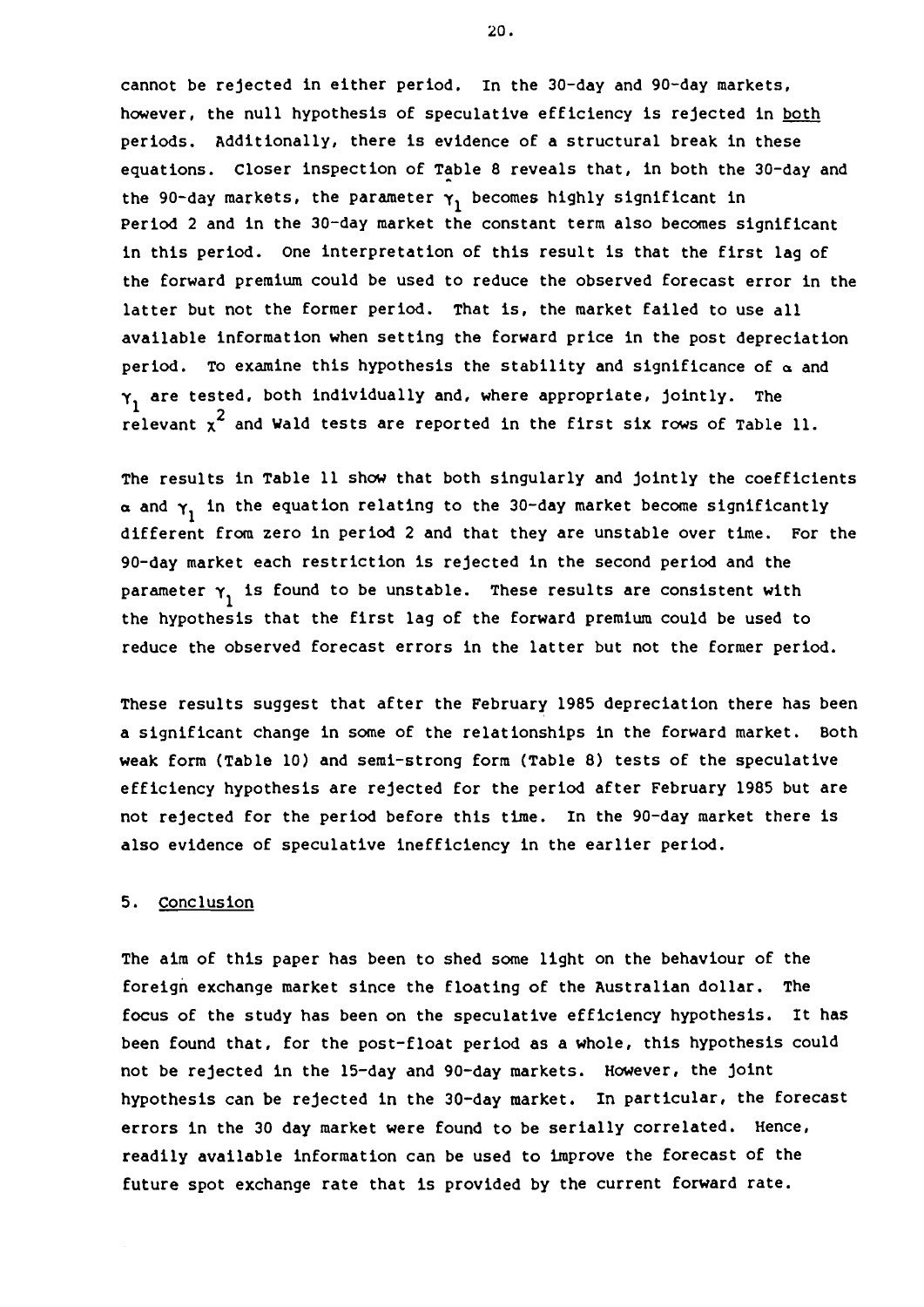cannot be rejected in either period. In the 30-day and 90-day markets, however, the null hypothesis of speculative efficiency is rejected in <u>both</u> periods. Additionally, there is evidence of a structural break in these equations. Closer inspection of Table 8 reveals that, in both the 30-day and the 90-day markets, the parameter $\gamma_1$ becomes highly significant in Period 2 and in the 30-day market the constant term also becomes significant in this period. One interpretation of this result is that the first lag of the forward premium could be used to reduce the observed forecast error in the latter but not the former period. That is, the market failed to use all available information when setting the forward price in the post depreciation period. To examine this hypothesis the stability and significance of $\alpha$ and $\gamma_1$ are tested, both individually and, where appropriate, jointly. The relevant $\chi^2$ and Wald tests are reported in the first six rows of Table 11.

The results in Table 11 show that both singularly and jointly the coefficients $\alpha$ and $\gamma_1$ in the equation relating to the 30-day market become significantly different from zero in period 2 and that they are unstable over time. For the 90-day market each restriction is rejected in the second period and the parameter $\gamma_1$ is found to be unstable. These results are consistent with the hypothesis that the first lag of the forward premium could be used to reduce the observed forecast errors in the latter but not the former period.

These results suggest that after the February 1985 depreciation there has been a significant change in some of the relationships in the forward market. Both weak form (Table 10) and semi-strong form (Table 8) tests of the speculative efficiency hypothesis are rejected for the period after February 1985 but are not rejected for the period before this time. In the 90-day market there is also evidence of speculative inefficiency in the earlier period.

## 5. Conclusion

The aim of this paper has been to shed some light on the behaviour of the foreign exchange market since the floating of the Australian dollar. The focus of the study has been on the speculative efficiency hypothesis. It has been found that, for the post-float period as a whole, this hypothesis could not be rejected in the 15-day and 90-day markets. However, the joint hypothesis can be rejected in the 30-day market. In particular, the forecast errors in the 30 day market were found to be serially correlated. Hence, readily available information can be used to improve the forecast of the future spot exchange rate that is provided by the current forward rate.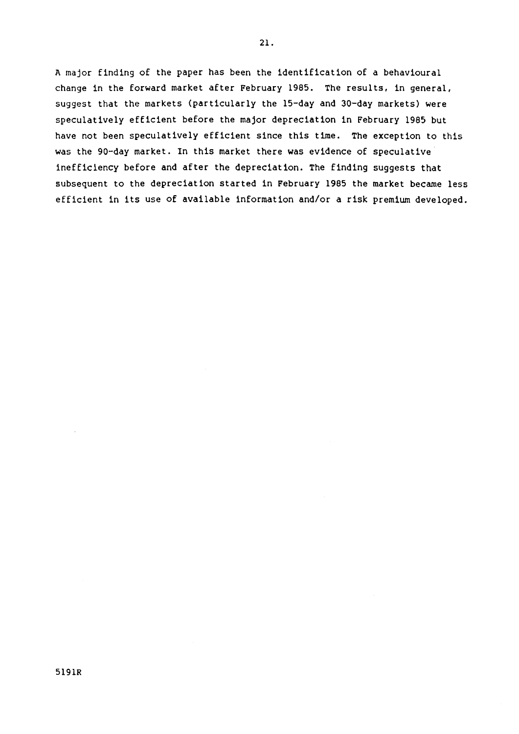A major finding of the paper has been the identification of a behavioural change in the forward market after February 1985. The results, in general, suggest that the markets (particularly the 15-day and 30-day markets) were speculatively efficient before the major depreciation in February 1985 but have not been speculatively efficient since this time. The exception to this was the 90-day market. In this market there was evidence of speculative inefficiency before and after the depreciation. The finding suggests that subsequent to the depreciation started in February 1985 the market became less efficient in its use of available information and/or a risk premium developed.

5191R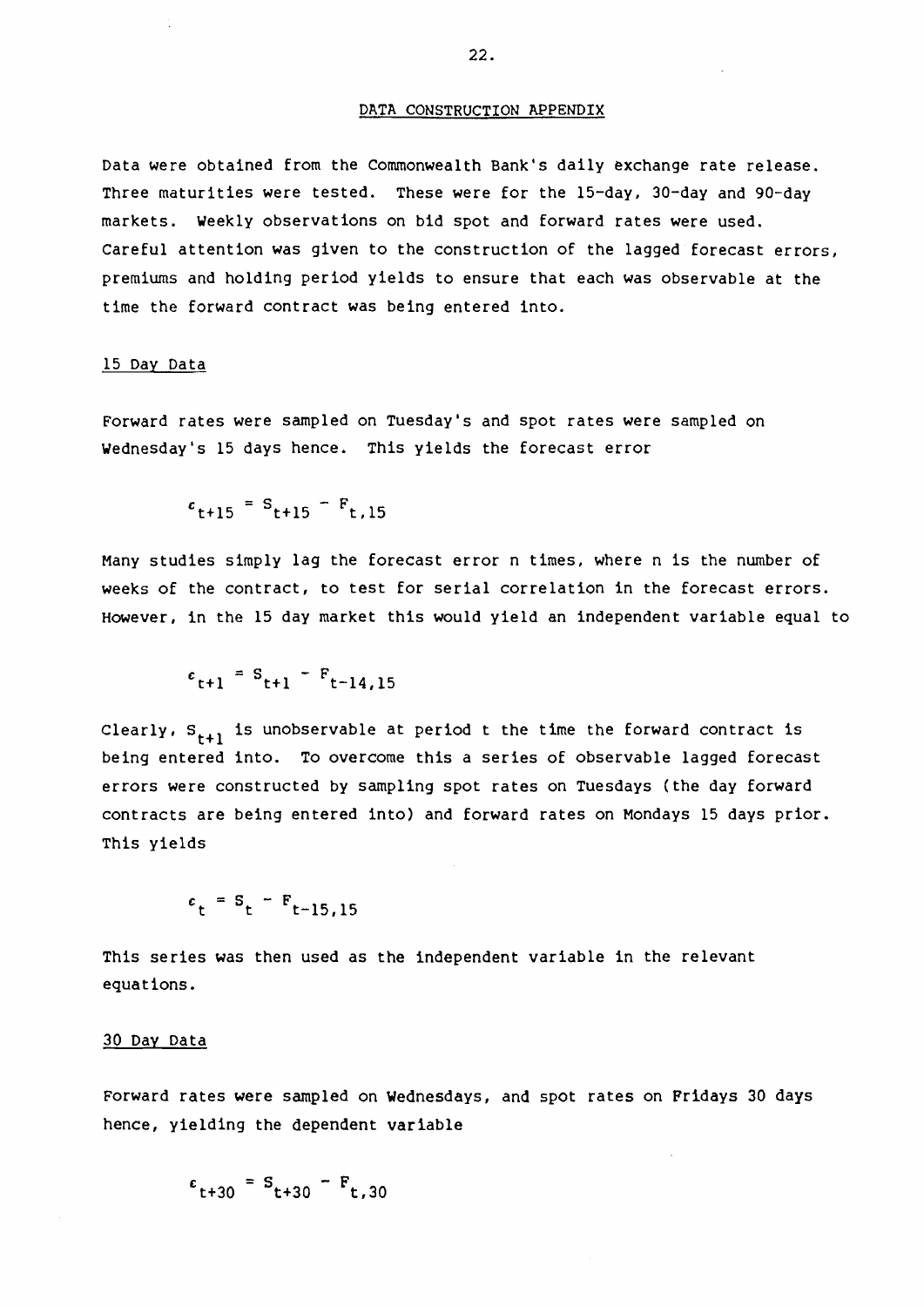## DATA CONSTRUCTION APPENDIX

Data were obtained from the Commonwealth Bank's daily exchange rate release. Three maturities were tested. These were for the 15-day, 30-day and 90-day markets. Weekly observations on bid spot and forward rates were used. Careful attention was given to the construction of the lagged forecast errors, premiums and holding period yields to ensure that each was observable at the time the forward contract was being entered into.

### 15 Day Data

Forward rates were sampled on Tuesday's and spot rates were sampled on Wednesday's 15 days hence. This yields the forecast error

$$\epsilon_{t+15} = S_{t+15} - F_{t,15}$$

Many studies simply lag the forecast error n times, where n is the number of weeks of the contract, to test for serial correlation in the forecast errors. However, in the 15 day market this would yield an independent variable equal to

$$\epsilon_{t+1} = S_{t+1} - F_{t-14,15}$$

Clearly, $S_{t+1}$ is unobservable at period t the time the forward contract is being entered into. To overcome this a series of observable lagged forecast errors were constructed by sampling spot rates on Tuesdays (the day forward contracts are being entered into) and forward rates on Mondays 15 days prior. This yields

$$\epsilon_{t} = S_{t} - F_{t-15,15}$$

This series was then used as the independent variable in the relevant equations.

### 30 Day Data

Forward rates were sampled on Wednesdays, and spot rates on Fridays 30 days hence, yielding the dependent variable

$$\epsilon_{t+30} = S_{t+30} - F_{t,30}$$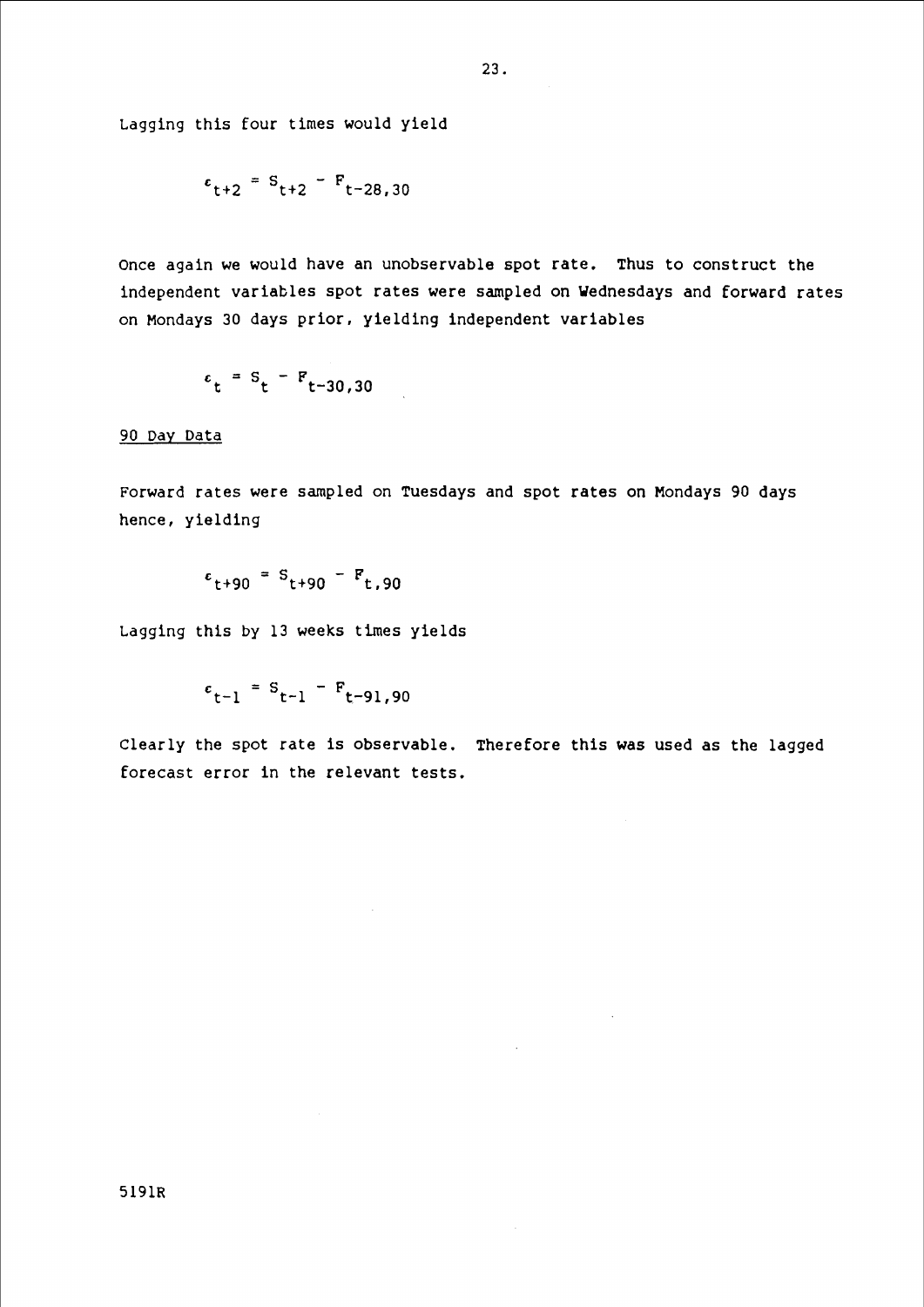Lagging this four times would yield

$$\epsilon_{t+2} = S_{t+2} - F_{t-28,30}$$

Once again we would have an unobservable spot rate. Thus to construct the independent variables spot rates were sampled on Wednesdays and forward rates on Mondays 30 days prior, yielding independent variables

$$\epsilon_t = S_t - F_{t-30,30}$$

90 Day Data

Forward rates were sampled on Tuesdays and spot rates on Mondays 90 days hence, yielding

$$\epsilon_{t+90} = S_{t+90} - F_{t,90}$$

Lagging this by 13 weeks times yields

$$\epsilon_{t-1} = S_{t-1} - F_{t-91,90}$$

Clearly the spot rate is observable. Therefore this was used as the lagged forecast error in the relevant tests.

5191R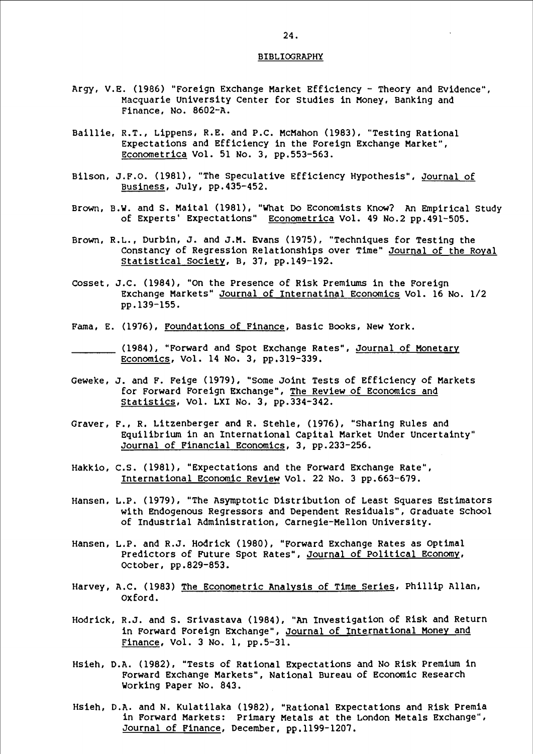# BIBLIOGRAPHY

Argy, V.E. (1986) "Foreign Exchange Market Efficiency - Theory and Evidence", Macquarie University Center for Studies in Money, Banking and Finance, No. 8602-A.

Baillie, R.T., Lippens, R.E. and P.C. McMahon (1983), "Testing Rational Expectations and Efficiency in the Foreign Exchange Market", Econometrica Vol. 51 No. 3, pp.553-563.

Bilson, J.F.O. (1981), "The Speculative Efficiency Hypothesis", Journal of Business, July, pp.435-452.

Brown, B.W. and S. Maital (1981), "What Do Economists Know? An Empirical Study of Experts' Expectations" Econometrica Vol. 49 No.2 pp.491-505.

Brown, R.L., Durbin, J. and J.M. Evans (1975), "Techniques for Testing the Constancy of Regression Relationships over Time" Journal of the Royal Statistical Society, B, 37, pp.149-192.

Cosset, J.C. (1984), "On the Presence of Risk Premiums in the Foreign Exchange Markets" Journal of Internatinal Economics Vol. 16 No. 1/2 pp.139-155.

Fama, E. (1976), Foundations of Finance, Basic Books, New York.

________ (1984), "Forward and Spot Exchange Rates", Journal of Monetary Economics, Vol. 14 No. 3, pp.319-339.

Geweke, J. and F. Feige (1979), "Some Joint Tests of Efficiency of Markets for Forward Foreign Exchange", The Review of Economics and Statistics, Vol. LXI No. 3, pp.334-342.

Graver, F., R. Litzenberger and R. Stehle, (1976), "Sharing Rules and Equilibrium in an International Capital Market Under Uncertainty" Journal of Financial Economics, 3, pp.233-256.

Hakkio, C.S. (1981), "Expectations and the Forward Exchange Rate", International Economic Review Vol. 22 No. 3 pp.663-679.

Hansen, L.P. (1979), "The Asymptotic Distribution of Least Squares Estimators with Endogenous Regressors and Dependent Residuals", Graduate School of Industrial Administration, Carnegie-Mellon University.

Hansen, L.P. and R.J. Hodrick (1980), "Forward Exchange Rates as Optimal Predictors of Future Spot Rates", Journal of Political Economy, October, pp.829-853.

Harvey, A.C. (1983) The Econometric Analysis of Time Series, Phillip Allan, Oxford.

Hodrick, R.J. and S. Srivastava (1984), "An Investigation of Risk and Return in Forward Foreign Exchange", Journal of International Money and Finance, Vol. 3 No. 1, pp.5-31.

Hsieh, D.A. (1982), "Tests of Rational Expectations and No Risk Premium in Forward Exchange Markets", National Bureau of Economic Research Working Paper No. 843.

Hsieh, D.A. and N. Kulatilaka (1982), "Rational Expectations and Risk Premia in Forward Markets: Primary Metals at the London Metals Exchange", Journal of Finance, December, pp.1199-1207.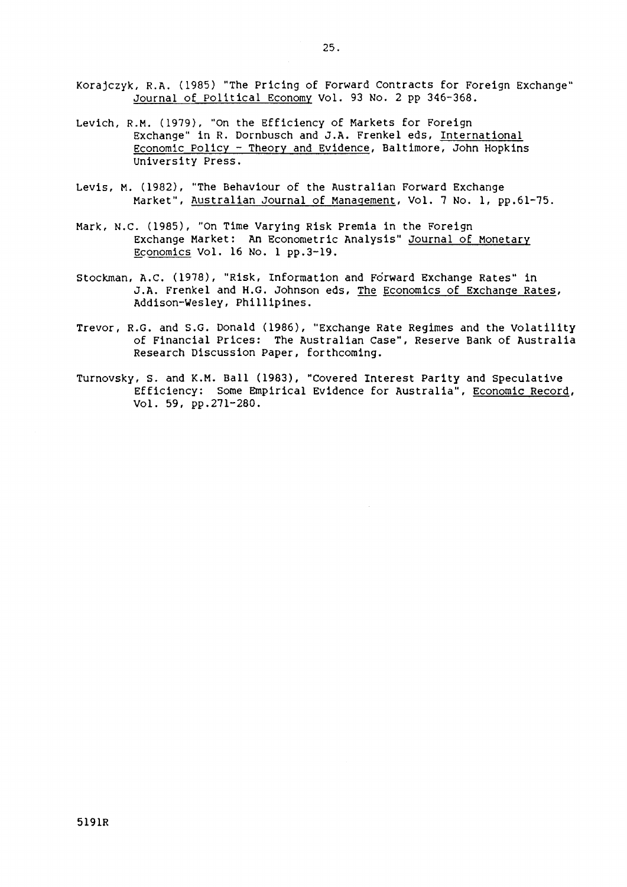Korajczyk, R.A. (1985) "The Pricing of Forward Contracts for Foreign Exchange" Journal of Political Economy Vol. 93 No. 2 pp 346-368.

Levich, R.M. (1979), "On the Efficiency of Markets for Foreign Exchange" in R. Dornbusch and J.A. Frenkel eds, International Economic Policy - Theory and Evidence, Baltimore, John Hopkins University Press.

Levis, M. (1982), "The Behaviour of the Australian Forward Exchange Market", Australian Journal of Management, Vol. 7 No. 1, pp.61-75.

Mark, N.C. (1985), "On Time Varying Risk Premia in the Foreign Exchange Market: An Econometric Analysis" Journal of Monetary Economics Vol. 16 No. 1 pp.3-19.

Stockman, A.C. (1978), "Risk, Information and Forward Exchange Rates" in J.A. Frenkel and H.G. Johnson eds, The Economics of Exchange Rates, Addison-Wesley, Phillipines.

Trevor, R.G. and S.G. Donald (1986), "Exchange Rate Regimes and the Volatility of Financial Prices: The Australian Case", Reserve Bank of Australia Research Discussion Paper, forthcoming.

Turnovsky, S. and K.M. Ball (1983), "Covered Interest Parity and Speculative Efficiency: Some Empirical Evidence for Australia", Economic Record, Vol. 59, pp.271-280.

5191R